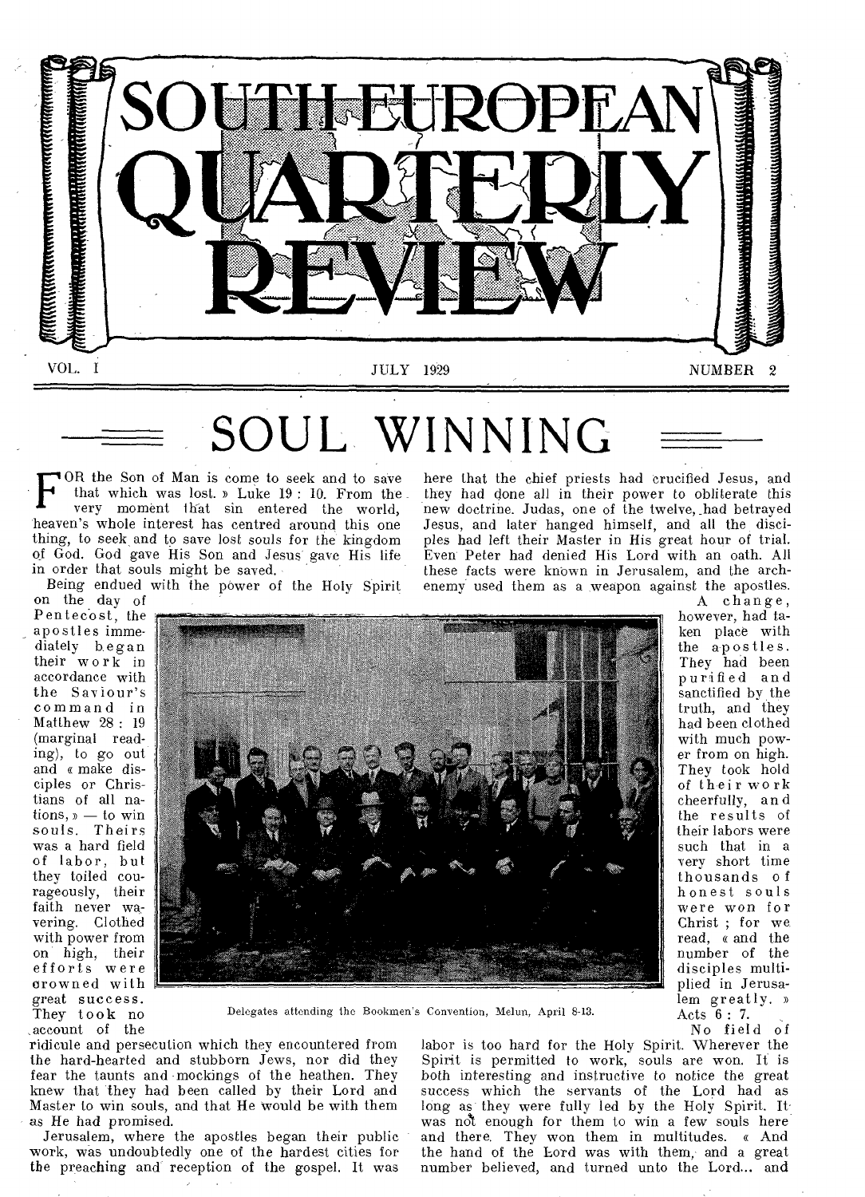# SOUTH-EUROPEAN QUARTERLY REVIEW

VOL. I — JULY 1929 — NUMBER 2

## SOUL WINNING

FOR the Son of Man is come to seek and to save that which was lost. » Luke 19 : 10. From the very moment that sin entered the world, heaven's whole interest has centred around this one thing, to seek and to save lost souls for the kingdom of God. God gave His Son and Jesus gave His life in order that souls might be saved.

Being endued with the power of the Holy Spirit on the day of Pentecost, the apostles immediately began their work in accordance with the Saviour's command in Matthew 28 : 19 (marginal reading), to go out and « make disciples or Christians of all nations, » — to win souls. Theirs was a hard field of labor, but they toiled courageously, their faith never wavering. Clothed with power from on high, their efforts were crowned with great success. They took no account of the ridicule and persecution which they encountered from the hard-hearted and stubborn Jews, nor did they fear the taunts and mockings of the heathen. They knew that they had been called by their Lord and Master to win souls, and that He would be with them as He had promised.

Jerusalem, where the apostles began their public work, was undoubtedly one of the hardest cities for the preaching and reception of the gospel. It was here that the chief priests had crucified Jesus, and they had done all in their power to obliterate this new doctrine. Judas, one of the twelve, had betrayed Jesus, and later hanged himself, and all the disciples had left their Master in His great hour of trial. Even Peter had denied His Lord with an oath. All these facts were known in Jerusalem, and the arch-enemy used them as a weapon against the apostles.

A change, however, had taken place with the apostles. They had been purified and sanctified by the truth, and they had been clothed with much power from on high. They took hold of their work cheerfully, and the results of their labors were such that in a very short time thousands of honest souls were won for Christ ; for we read, « and the number of the disciples multiplied in Jerusalem greatly. » Acts 6 : 7.

Delegates attending the Bookmen's Convention, Melun, April 8-13.

No field of labor is too hard for the Holy Spirit. Wherever the Spirit is permitted to work, souls are won. It is both interesting and instructive to notice the great success which the servants of the Lord had as long as they were fully led by the Holy Spirit. It was not enough for them to win a few souls here and there. They won them in multitudes. « And the hand of the Lord was with them, and a great number believed, and turned unto the Lord... and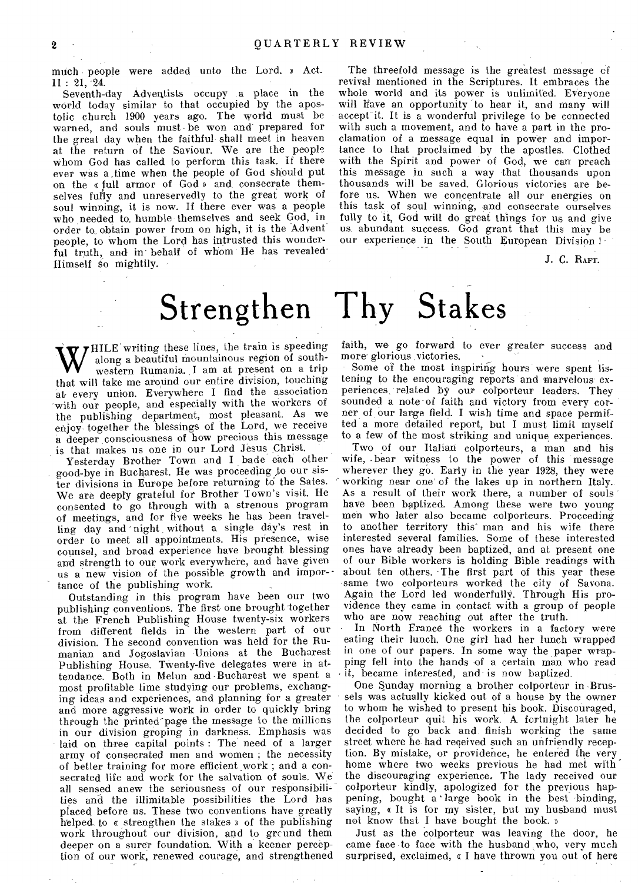much people were added unto the Lord. » Act. 11 : 21, 24.

Seventh-day Adventists occupy a place in the world today similar to that occupied by the apostolic church 1900 years ago. The world must be warned, and souls must be won and prepared for the great day when the faithful shall meet in heaven at the return of the Saviour. We are the people whom God has called to perform this task. If there ever was a time when the people of God should put on the « full armor of God » and consecrate themselves fully and unreservedly to the great work of soul winning, it is now. If there ever was a people who needed to humble themselves and seek God, in order to obtain power from on high, it is the Advent people, to whom the Lord has intrusted this wonderful truth, and in behalf of whom He has revealed Himself so mightily.

The threefold message is the greatest message of revival mentioned in the Scriptures. It embraces the whole world and its power is unlimited. Everyone will have an opportunity to hear it, and many will accept it. It is a wonderful privilege to be connected with such a movement, and to have a part in the proclamation of a message equal in power and importance to that proclaimed by the apostles. Clothed with the Spirit and power of God, we can preach this message in such a way that thousands upon thousands will be saved. Glorious victories are before us. When we concentrate all our energies on this task of soul winning, and consecrate ourselves fully to it, God will do great things for us and give us abundant success. God grant that this may be our experience in the South European Division !

J. C. Raft.

# Strengthen Thy Stakes

While writing these lines, the train is speeding along a beautiful mountainous region of southwestern Rumania. I am at present on a trip that will take me around our entire division, touching at every union. Everywhere I find the association with our people, and especially with the workers of the publishing department, most pleasant. As we enjoy together the blessings of the Lord, we receive a deeper consciousness of how precious this message is that makes us one in our Lord Jesus Christ.

Yesterday Brother Town and I bade each other good-bye in Bucharest. He was proceeding to our sister divisions in Europe before returning to the Sates. We are deeply grateful for Brother Town's visit. He consented to go through with a strenous program of meetings, and for five weeks he has been travelling day and night without a single day's rest in order to meet all appointments. His presence, wise counsel, and broad experience have brought blessing and strength to our work everywhere, and have given us a new vision of the possible growth and importance of the publishing work.

Outstanding in this program have been our two publishing conventions. The first one brought together at the French Publishing House twenty-six workers from different fields in the western part of our division. The second convention was held for the Rumanian and Jogoslavian Unions at the Bucharest Publishing House. Twenty-five delegates were in attendance. Both in Melun and Bucharest we spent a most profitable time studying our problems, exchanging ideas and experiences, and planning for a greater and more aggressive work in order to quickly bring through the printed page the message to the millions in our division groping in darkness. Emphasis was laid on three capital points : The need of a larger army of consecrated men and women ; the necessity of better training for more efficient work ; and a consecrated life and work for the salvation of souls. We all sensed anew the seriousness of our responsibilities and the illimitable possibilities the Lord has placed before us. These two conventions have greatly helped to « strengthen the stakes » of the publishing work throughout our division, and to ground them deeper on a surer foundation. With a keener perception of our work, renewed courage, and strengthened faith, we go forward to ever greater success and more glorious victories.

Some of the most inspiring hours were spent listening to the encouraging reports and marvelous experiences related by our colporteur leaders. They sounded a note of faith and victory from every corner of our large field. I wish time and space permitted a more detailed report, but I must limit myself to a few of the most striking and unique experiences.

Two of our Italian colporteurs, a man and his wife, bear witness to the power of this message wherever they go. Early in the year 1928, they were working near one of the lakes up in northern Italy. As a result of their work there, a number of souls have been baptized. Among these were two young men who later also became colporteurs. Proceeding to another territory this man and his wife there interested several families. Some of these interested ones have already been baptized, and at present one of our Bible workers is holding Bible readings with about ten others. The first part of this year these same two colporteurs worked the city of Savona. Again the Lord led wonderfully. Through His providence they came in contact with a group of people who are now reaching out after the truth.

In North France the workers in a factory were eating their lunch. One girl had her lunch wrapped in one of our papers. In some way the paper wrapping fell into the hands of a certain man who read it, became interested, and is now baptized.

One Sunday morning a brother colporteur in Brussels was actually kicked out of a house by the owner to whom he wished to present his book. Discouraged, the colporteur quit his work. A fortnight later he decided to go back and finish working the same street where he had received such an unfriendly reception. By mistake, or providence, he entered the very home where two weeks previous he had met with the discouraging experience. The lady received our colporteur kindly, apologized for the previous happening, bought a large book in the best binding, saying, « It is for my sister, but my husband must not know that I have bought the book. »

Just as the colporteur was leaving the door, he came face to face with the husband who, very much surprised, exclaimed, « I have thrown you out of here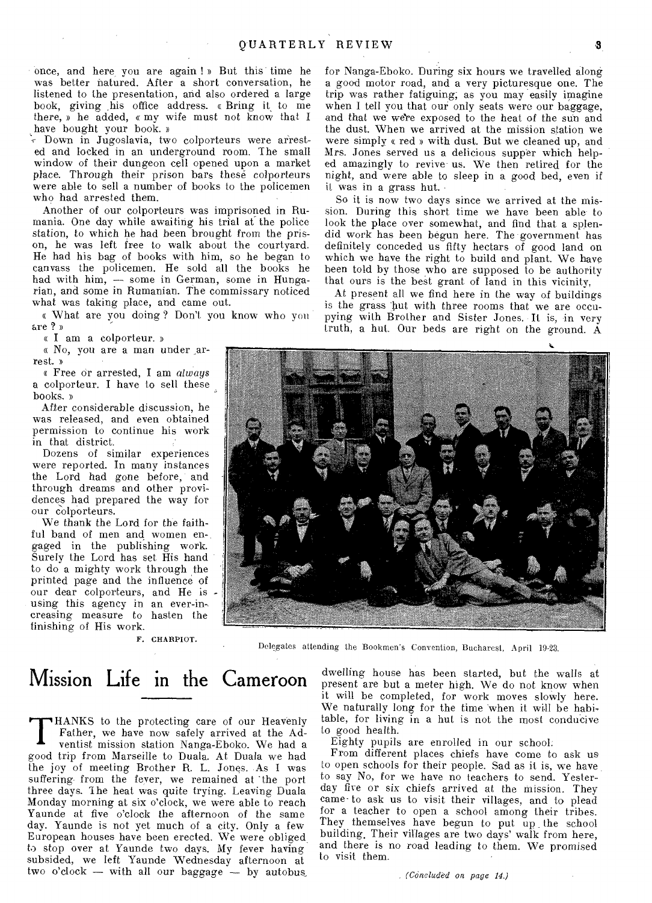once, and here you are again ! » But this time he was better natured. After a short conversation, he listened to the presentation, and also ordered a large book, giving his office address. « Bring it to me there, » he added, « my wife must not know that I have bought your book. »

Down in Jugoslavia, two colporteurs were arrested and locked in an underground room. The small window of their dungeon cell opened upon a market place. Through their prison bars these colporteurs were able to sell a number of books to the policemen who had arrested them.

Another of our colporteurs was imprisoned in Rumania. One day while awaiting his trial at the police station, to which he had been brought from the prison, he was left free to walk about the courtyard. He had his bag of books with him, so he began to canvass the policemen. He sold all the books he had with him, — some in German, some in Hungarian, and some in Rumanian. The commissary noticed what was taking place, and came out.

« What are you doing ? Don't you know who you are ? »

« I am a colporteur. »

« No, you are a man under arrest. »

« Free or arrested, I am *always* a colporteur. I have to sell these books. »

After considerable discussion, he was released, and even obtained permission to continue his work in that district.

Dozens of similar experiences were reported. In many instances the Lord had gone before, and through dreams and other providences had prepared the way for our colporteurs.

We thank the Lord for the faithful band of men and women engaged in the publishing work. Surely the Lord has set His hand to do a mighty work through the printed page and the influence of our dear colporteurs, and He is using this agency in an ever-increasing measure to hasten the finishing of His work.

F. CHARPIOT.

Delegates attending the Bookmen's Convention, Bucharest, April 19-23.

# Mission Life in the Cameroon

THANKS to the protecting care of our Heavenly Father, we have now safely arrived at the Adventist mission station Nanga-Eboko. We had a good trip from Marseille to Duala. At Duala we had the joy of meeting Brother R. L. Jones. As I was suffering from the fever, we remained at the port three days. The heat was quite trying. Leaving Duala Monday morning at six o'clock, we were able to reach Yaunde at five o'clock the afternoon of the same day. Yaunde is not yet much of a city. Only a few European houses have been erected. We were obliged to stop over at Yaunde two days. My fever having subsided, we left Yaunde Wednesday afternoon at two o'clock — with all our baggage — by autobus for Nanga-Eboko. During six hours we travelled along a good motor road, and a very picturesque one. The trip was rather fatiguing, as you may easily imagine when I tell you that our only seats were our baggage, and that we were exposed to the heat of the sun and the dust. When we arrived at the mission station we were simply « red » with dust. But we cleaned up, and Mrs. Jones served us a delicious supper which helped amazingly to revive us. We then retired for the night, and were able to sleep in a good bed, even if it was in a grass hut.

So it is now two days since we arrived at the mission. During this short time we have been able to look the place over somewhat, and find that a splendid work has been begun here. The government has definitely conceded us fifty hectars of good land on which we have the right to build and plant. We have been told by those who are supposed to be authority that ours is the best grant of land in this vicinity.

At present all we find here in the way of buildings is the grass hut with three rooms that we are occupying with Brother and Sister Jones. It is, in very truth, a hut. Our beds are right on the ground. A dwelling house has been started, but the walls at present are but a meter high. We do not know when it will be completed, for work moves slowly here. We naturally long for the time when it will be habitable, for living in a hut is not the most conducive to good health.

Eighty pupils are enrolled in our school.

From different places chiefs have come to ask us to open schools for their people. Sad as it is, we have to say No, for we have no teachers to send. Yesterday five or six chiefs arrived at the mission. They came to ask us to visit their villages, and to plead for a teacher to open a school among their tribes. They themselves have begun to put up the school building. Their villages are two days' walk from here, and there is no road leading to them. We promised to visit them.

*(Concluded on page 14.)*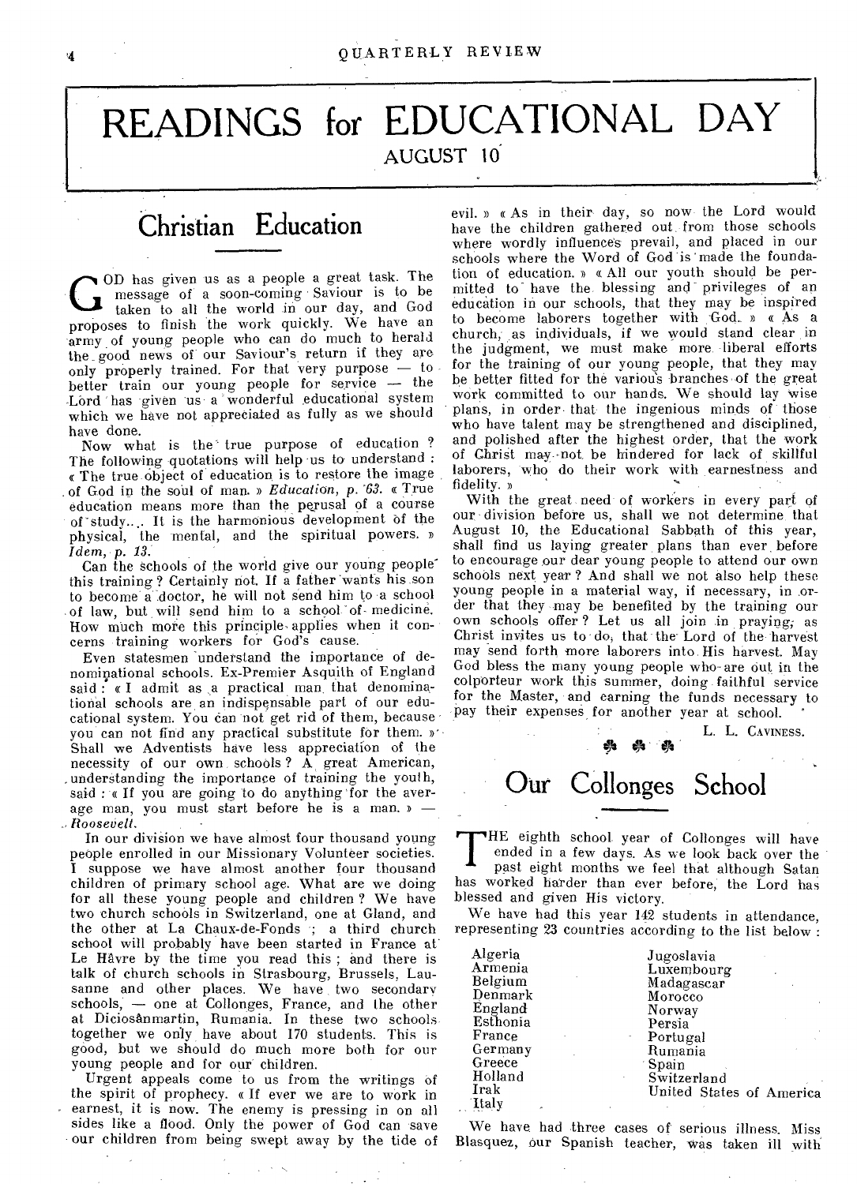# READINGS for EDUCATIONAL DAY

AUGUST 10

## Christian Education

GOD has given us as a people a great task. The message of a soon-coming Saviour is to be taken to all the world in our day, and God proposes to finish the work quickly. We have an army of young people who can do much to herald the good news of our Saviour's return if they are only properly trained. For that very purpose — to better train our young people for service — the Lord has given us a wonderful educational system which we have not appreciated as fully as we should have done.

Now what is the true purpose of education ? The following quotations will help us to understand : « The true object of education is to restore the image of God in the soul of man. » *Education, p. 63.* « True education means more than the perusal of a course of study.... It is the harmonious development of the physical, the mental, and the spiritual powers. » *Idem, p. 13.*

Can the schools of the world give our young people this training ? Certainly not. If a father wants his son to become a doctor, he will not send him to a school of law, but will send him to a school of medicine. How much more this principle applies when it concerns training workers for God's cause.

Even statesmen understand the importance of denominational schools. Ex-Premier Asquith of England said : « I admit as a practical man that denominational schools are an indispensable part of our educational system. You can not find any practical substitute for them. » Shall we Adventists have less appreciation of the necessity of our own schools ? A great American, understanding the importance of training the youth, said : « If you are going to do anything for the average man, you must start before he is a man. » — *Roosevell.*

In our division we have almost four thousand young people enrolled in our Missionary Volunteer societies. I suppose we have almost another four thousand children of primary school age. What are we doing for all these young people and children ? We have two church schools in Switzerland, one at Gland, and the other at La Chaux-de-Fonds ; a third church school will probably have been started in France at Le Hâvre by the time you read this ; and there is talk of church schools in Strasbourg, Brussels, Lausanne and other places. We have two secondary schools, — one at Collonges, France, and the other at Diciosânmartin, Rumania. In these two schools together we only have about 170 students. This is good, but we should do much more both for our young people and for our children.

Urgent appeals come to us from the writings of the spirit of prophecy. « If ever we are to work in earnest, it is now. The enemy is pressing in on all sides like a flood. Only the power of God can save our children from being swept away by the tide of evil. » « As in their day, so now the Lord would have the children gathered out from those schools where wordly influences prevail, and placed in our schools where the Word of God is made the foundation of education. » « All our youth should be permitted to have the blessing and privileges of an education in our schools, that they may be inspired to become laborers together with God. » « As a church, as individuals, if we would stand clear in the judgment, we must make more liberal efforts for the training of our young people, that they may be better fitted for the various branches of the great work committed to our hands. We should lay wise plans, in order that the ingenious minds of those who have talent may be strengthened and disciplined, and polished after the highest order, that the work of Christ may not be hindered for lack of skillful laborers, who do their work with earnestness and fidelity. »

With the great need of workers in every part of our division before us, shall we not determine that August 10, the Educational Sabbath of this year, shall find us laying greater plans than ever before to encourage our dear young people to attend our own schools next year ? And shall we not also help these young people in a material way, if necessary, in order that they may be benefited by the training our own schools offer ? Let us all join in praying, as Christ invites us to do, that the Lord of the harvest may send forth more laborers into His harvest. May God bless the many young people who are out in the colporteur work this summer, doing faithful service for the Master, and earning the funds necessary to pay their expenses for another year at school.

L. L. CAVINESS.

## Our Collonges School

THE eighth school year of Collonges will have ended in a few days. As we look back over the past eight months we feel that although Satan has worked harder than ever before, the Lord has blessed and given His victory.

We have had this year 142 students in attendance, representing 23 countries according to the list below :

- Algeria
- Armenia
- Belgium
- Denmark
- England
- Esthonia
- France
- Germany
- Greece
- Holland
- Irak
- Italy
- Jugoslavia
- Luxembourg
- Madagascar
- Morocco
- Norway
- Persia
- Portugal
- Rumania
- Spain
- Switzerland
- United States of America

We have had three cases of serious illness. Miss Blasquez, our Spanish teacher, was taken ill with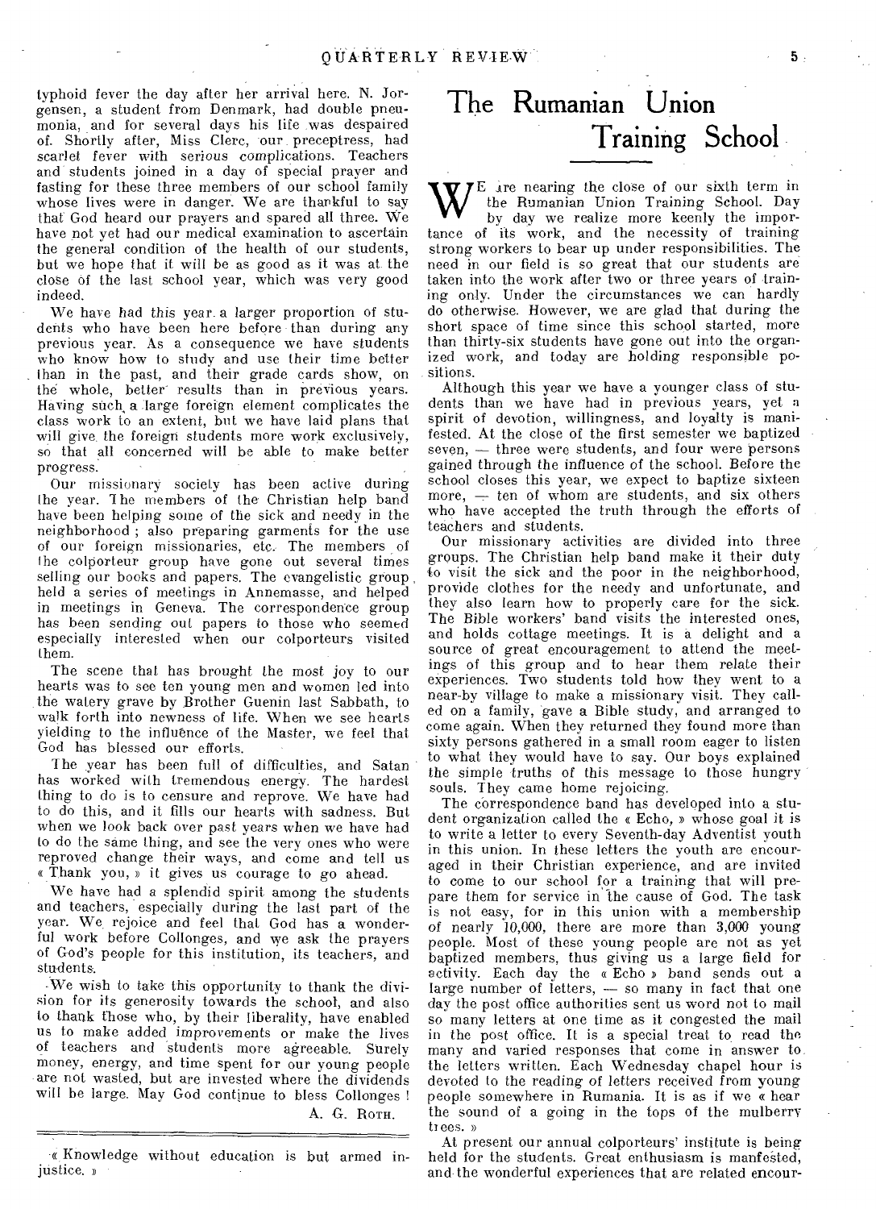typhoid fever the day after her arrival here. N. Jorgensen, a student from Denmark, had double pneumonia, and for several days his life was despaired of. Shortly after, Miss Clerc, our preceptress, had scarlet fever with serious complications. Teachers and students joined in a day of special prayer and fasting for these three members of our school family whose lives were in danger. We are thankful to say that God heard our prayers and spared all three. We have not yet had our medical examination to ascertain the general condition of the health of our students, but we hope that it will be as good as it was at the close of the last school year, which was very good indeed.

We have had this year a larger proportion of students who have been here before than during any previous year. As a consequence we have students who know how to study and use their time better than in the past, and their grade cards show, on the whole, better results than in previous years. Having such a large foreign element complicates the class work to an extent, but we have laid plans that will give the foreign students more work exclusively, so that all concerned will be able to make better progress.

Our missionary society has been active during the year. The members of the Christian help band have been helping some of the sick and needy in the neighborhood ; also preparing garments for the use of our foreign missionaries, etc. The members of the colporteur group have gone out several times selling our books and papers. The evangelistic group held a series of meetings in Annemasse, and helped in meetings in Geneva. The correspondence group has been sending out papers to those who seemed especially interested when our colporteurs visited them.

The scene that has brought the most joy to our hearts was to see ten young men and women led into the watery grave by Brother Guenin last Sabbath, to walk forth into newness of life. When we see hearts yielding to the influence of the Master, we feel that God has blessed our efforts.

The year has been full of difficulties, and Satan has worked with tremendous energy. The hardest thing to do is to censure and reprove. We have had to do this, and it fills our hearts with sadness. But when we look back over past years when we have had to do the same thing, and see the very ones who were reproved change their ways, and come and tell us « Thank you, » it gives us courage to go ahead.

We have had a splendid spirit among the students and teachers, especially during the last part of the year. We rejoice and feel that God has a wonderful work before Collonges, and we ask the prayers of God's people for this institution, its teachers, and students.

We wish to take this opportunity to thank the division for its generosity towards the school, and also to thank those who, by their liberality, have enabled us to make added improvements or make the lives of teachers and students more agreeable. Surely money, energy, and time spent for our young people are not wasted, but are invested where the dividends will be large. May God continue to bless Collonges !

A. G. Roth.

---

« Knowledge without education is but armed injustice. »

# The Rumanian Union Training School

We are nearing the close of our sixth term in the Rumanian Union Training School. Day by day we realize more keenly the importance of its work, and the necessity of training strong workers to bear up under responsibilities. The need in our field is so great that our students are taken into the work after two or three years of training only. Under the circumstances we can hardly do otherwise. However, we are glad that during the short space of time since this school started, more than thirty-six students have gone out into the organized work, and today are holding responsible positions.

Although this year we have a younger class of students than we have had in previous years, yet a spirit of devotion, willingness, and loyalty is manifested. At the close of the first semester we baptized seven, — three were students, and four were persons gained through the influence of the school. Before the school closes this year, we expect to baptize sixteen more, — ten of whom are students, and six others who have accepted the truth through the efforts of teachers and students.

Our missionary activities are divided into three groups. The Christian help band make it their duty to visit the sick and the poor in the neighborhood, provide clothes for the needy and unfortunate, and they also learn how to properly care for the sick. The Bible workers' band visits the interested ones, and holds cottage meetings. It is a delight and a source of great encouragement to attend the meetings of this group and to hear them relate their experiences. Two students told how they went to a near-by village to make a missionary visit. They called on a family, gave a Bible study, and arranged to come again. When they returned they found more than sixty persons gathered in a small room eager to listen to what they would have to say. Our boys explained the simple truths of this message to those hungry souls. They came home rejoicing.

The correspondence band has developed into a student organization called the « Echo, » whose goal it is to write a letter to every Seventh-day Adventist youth in this union. In these letters the youth are encouraged in their Christian experience, and are invited to come to our school for a training that will prepare them for service in the cause of God. The task is not easy, for in this union with a membership of nearly 10,000, there are more than 3,000 young people. Most of these young people are not as yet baptized members, thus giving us a large field for activity. Each day the « Echo » band sends out a large number of letters, — so many in fact that one day the post office authorities sent us word not to mail so many letters at one time as it congested the mail in the post office. It is a special treat to read the many and varied responses that come in answer to the letters written. Each Wednesday chapel hour is devoted to the reading of letters received from young people somewhere in Rumania. It is as if we « hear the sound of a going in the tops of the mulberry trees. »

At present our annual colporteurs' institute is being held for the students. Great enthusiasm is manifested, and the wonderful experiences that are related encour-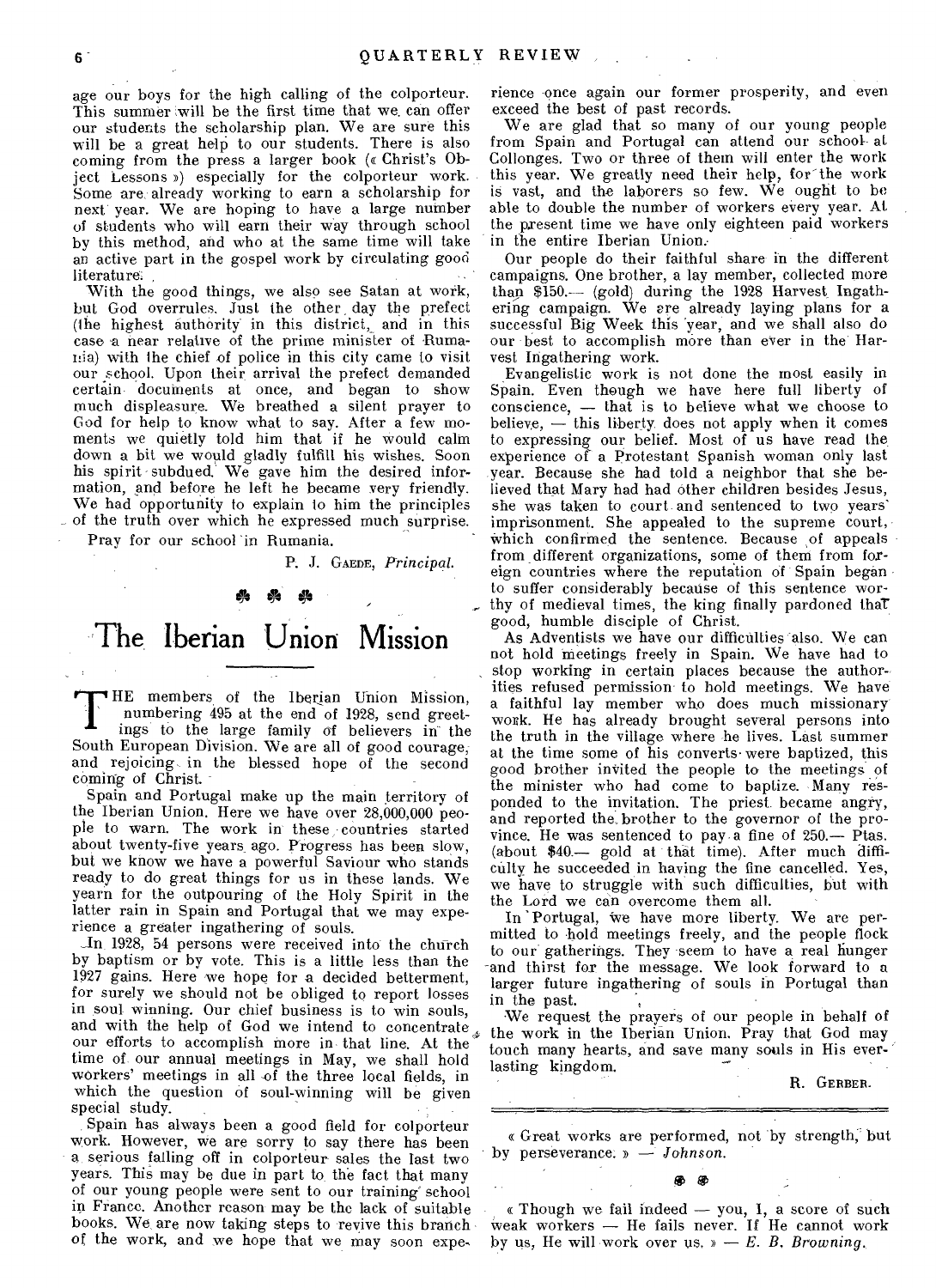age our boys for the high calling of the colporteur. This summer will be the first time that we can offer our students the scholarship plan. We are sure this will be a great help to our students. There is also coming from the press a larger book (« Christ's Object Lessons ») especially for the colporteur work. Some are already working to earn a scholarship for next year. We are hoping to have a large number of students who will earn their way through school by this method, and who at the same time will take an active part in the gospel work by circulating good literature.

With the good things, we also see Satan at work, but God overrules. Just the other day the prefect (the highest authority in this district, and in this case a near relative of the prime minister of Rumania) with the chief of police in this city came to visit our school. Upon their arrival the prefect demanded certain documents at once, and began to show much displeasure. We breathed a silent prayer to God for help to know what to say. After a few moments we quietly told him that if he would calm down a bit we would gladly fulfill his wishes. Soon his spirit subdued. We gave him the desired information, and before he left he became very friendly. We had opportunity to explain to him the principles of the truth over which he expressed much surprise.

Pray for our school in Rumania.

P. J. GAEDE, *Principal.*

# The Iberian Union Mission

THE members of the Iberian Union Mission, numbering 495 at the end of 1928, send greetings to the large family of believers in the South European Division. We are all of good courage, and rejoicing in the blessed hope of the second coming of Christ.

Spain and Portugal make up the main territory of the Iberian Union. Here we have over 28,000,000 people to warn. The work in these countries started about twenty-five years ago. Progress has been slow, but we know we have a powerful Saviour who stands ready to do great things for us in these lands. We yearn for the outpouring of the Holy Spirit in the latter rain in Spain and Portugal that we may experience a greater ingathering of souls.

In 1928, 54 persons were received into the church by baptism or by vote. This is a little less than the 1927 gains. Here we hope for a decided betterment, for surely we should not be obliged to report losses in soul winning. Our chief business is to win souls, and with the help of God we intend to concentrate our efforts to accomplish more in that line. At the time of our annual meetings in May, we shall hold workers' meetings in all of the three local fields, in which the question of soul-winning will be given special study.

Spain has always been a good field for colporteur work. However, we are sorry to say there has been a serious falling off in colporteur sales the last two years. This may be due in part to the fact that many of our young people were sent to our training school in France. Another reason may be the lack of suitable books. We are now taking steps to revive this branch of the work, and we hope that we may soon experience once again our former prosperity, and even exceed the best of past records.

We are glad that so many of our young people from Spain and Portugal can attend our school at Collonges. Two or three of them will enter the work this year. We greatly need their help, for the work is vast, and the laborers so few. We ought to be able to double the number of workers every year. At the present time we have only eighteen paid workers in the entire Iberian Union.

Our people do their faithful share in the different campaigns. One brother, a lay member, collected more than $150.— (gold) during the 1928 Harvest Ingathering campaign. We are already laying plans for a successful Big Week this year, and we shall also do our best to accomplish more than ever in the Harvest Ingathering work.

Evangelistic work is not done the most easily in Spain. Even though we have here full liberty of conscience, — that is to believe what we choose to believe, — this liberty does not apply when it comes to expressing our belief. Most of us have read the experience of a Protestant Spanish woman only last year. Because she had told a neighbor that she believed that Mary had had other children besides Jesus, she was taken to court and sentenced to two years' imprisonment. She appealed to the supreme court, which confirmed the sentence. Because of appeals from different organizations, some of them from foreign countries where the reputation of Spain began to suffer considerably because of this sentence worthy of medieval times, the king finally pardoned that good, humble disciple of Christ.

As Adventists we have our difficulties also. We can not hold meetings freely in Spain. We have had to stop working in certain places because the authorities refused permission to hold meetings. We have a faithful lay member who does much missionary work. He has already brought several persons into the truth in the village where he lives. Last summer at the time some of his converts were baptized, this good brother invited the people to the meetings of the minister who had come to baptize. Many responded to the invitation. The priest became angry, and reported the brother to the governor of the province. He was sentenced to pay a fine of 250.— Ptas. (about $40.— gold at that time). After much difficulty he succeeded in having the fine cancelled. Yes, we have to struggle with such difficulties, but with the Lord we can overcome them all.

In Portugal, we have more liberty. We are permitted to hold meetings freely, and the people flock to our gatherings. They seem to have a real hunger and thirst for the message. We look forward to a larger future ingathering of souls in Portugal than in the past.

We request the prayers of our people in behalf of the work in the Iberian Union. Pray that God may touch many hearts, and save many souls in His everlasting kingdom.

R. GERBER.

---

« Great works are performed, not by strength, but by perseverance. » — *Johnson.*

« Though we fail indeed — you, I, a score of such weak workers — He fails never. If He cannot work by us, He will work over us. » — *E. B. Browning.*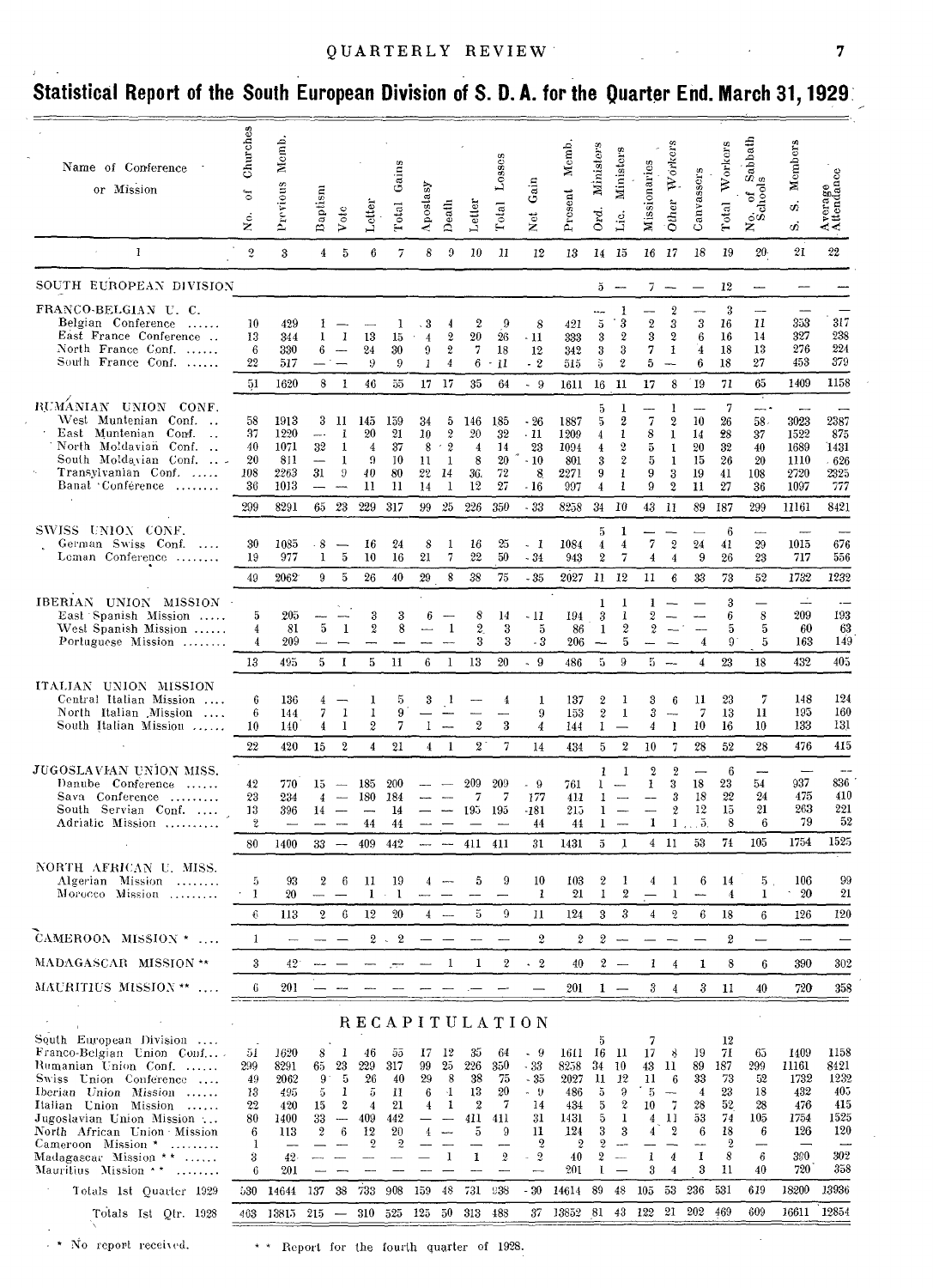# Statistical Report of the South European Division of S. D. A. for the Quarter End. March 31, 1929

| Name of Conference or Mission | No. of Churches | Previous Memb. | Baptism | Vote | Letter | Total Gains | Apostasy | Death | Letter | Total Losses | Net Gain | Present Memb. | Ord. Ministers | Lic. Ministers | Missionaries | Other Workers | Canvassors | Total Workers | No. of Sabbath Schools | S. S. Members | Average Attendance |
|---|---|---|---|---|---|---|---|---|---|---|---|---|---|---|---|---|---|---|---|---|---|
| 1 | 2 | 3 | 4 | 5 | 6 | 7 | 8 | 9 | 10 | 11 | 12 | 13 | 14 | 15 | 16 | 17 | 18 | 19 | 20 | 21 | 22 |
| SOUTH EUROPEAN DIVISION | | | | | | | | | | | | | 5 | — | 7 | — | — | 12 | — | — | — |
| FRANCO-BELGIAN U. C. | | | | | | | | | | | | | — | 1 | — | 2 | — | 3 | — | — | — |
| Belgian Conference | 10 | 429 | 1 | — | — | 1 | 3 | 4 | 2 | 9 | 8 | 421 | 5 | 3 | 2 | 3 | 3 | 16 | 11 | 353 | 317 |
| East France Conference | 13 | 344 | 1 | 1 | 13 | 15 | 4 | 2 | 20 | 26 | - 11 | 333 | 3 | 2 | 3 | 2 | 6 | 16 | 14 | 327 | 238 |
| North France Conf. | 6 | 330 | 6 | — | 24 | 30 | 9 | 2 | 7 | 18 | 12 | 342 | 3 | 3 | 7 | 1 | 4 | 18 | 13 | 276 | 224 |
| South France Conf. | 22 | 517 | — | — | 9 | 9 | 1 | 4 | 6 | 11 | - 2 | 515 | 5 | 2 | 5 | — | 6 | 18 | 27 | 453 | 379 |
| | 51 | 1620 | 8 | 1 | 46 | 55 | 17 | 17 | 35 | 64 | - 9 | 1611 | 16 | 11 | 17 | 8 | 19 | 71 | 65 | 1409 | 1158 |
| RUMANIAN UNION CONF. | | | | | | | | | | | | | 5 | 1 | — | 1 | — | 7 | — | — | — |
| West Muntenian Conf. | 58 | 1913 | 3 | 11 | 145 | 159 | 34 | 5 | 146 | 185 | - 26 | 1887 | 5 | 2 | 7 | 2 | 10 | 26 | 58 | 3023 | 2387 |
| East Muntenian Conf. | 37 | 1220 | — | 1 | 20 | 21 | 10 | 2 | 20 | 32 | - 11 | 1209 | 4 | 1 | 8 | 1 | 14 | 28 | 37 | 1522 | 875 |
| North Moldavian Conf. | 40 | 1071 | 32 | 1 | 4 | 37 | 8 | 2 | 4 | 14 | 23 | 1094 | 4 | 2 | 5 | 1 | 20 | 32 | 40 | 1689 | 1431 |
| South Moldavian Conf. | 20 | 811 | — | 1 | 9 | 10 | 11 | 1 | 8 | 20 | - 10 | 801 | 3 | 2 | 5 | 1 | 15 | 26 | 20 | 1110 | 626 |
| Transylvanian Conf. | 108 | 2263 | 31 | 9 | 40 | 80 | 22 | 14 | 36 | 72 | 8 | 2271 | 9 | 1 | 9 | 3 | 19 | 41 | 108 | 2720 | 2325 |
| Banat Conference | 36 | 1013 | — | — | 11 | 11 | 14 | 1 | 12 | 27 | - 16 | 997 | 4 | 1 | 9 | 2 | 11 | 27 | 36 | 1097 | 777 |
| | 299 | 8291 | 65 | 23 | 229 | 317 | 99 | 25 | 226 | 350 | - 33 | 8258 | 34 | 10 | 43 | 11 | 89 | 187 | 299 | 11161 | 8421 |
| SWISS UNION CONF. | | | | | | | | | | | | | 5 | 1 | — | — | — | 6 | — | — | — |
| German Swiss Conf. | 30 | 1085 | 8 | — | 16 | 24 | 8 | 1 | 16 | 25 | - 1 | 1084 | 4 | 4 | 7 | 2 | 24 | 41 | 29 | 1015 | 676 |
| Leman Conference | 19 | 977 | 1 | 5 | 10 | 16 | 21 | 7 | 22 | 50 | - 34 | 943 | 2 | 7 | 4 | 4 | 9 | 26 | 23 | 717 | 556 |
| | 49 | 2062 | 9 | 5 | 26 | 40 | 29 | 8 | 38 | 75 | - 35 | 2027 | 11 | 12 | 11 | 6 | 33 | 73 | 52 | 1732 | 1232 |
| IBERIAN UNION MISSION | | | | | | | | | | | | | 1 | 1 | 1 | — | — | 3 | — | — | — |
| East Spanish Mission | 5 | 205 | — | — | 3 | 3 | 6 | — | 8 | 14 | - 11 | 194 | 3 | 1 | 2 | — | — | 6 | 8 | 209 | 193 |
| West Spanish Mission | 4 | 81 | 5 | 1 | 2 | 8 | — | 1 | 2 | 3 | 5 | 86 | 1 | 2 | 2 | — | — | 5 | 5 | 60 | 63 |
| Portuguese Mission | 4 | 209 | — | — | — | — | — | — | 3 | 3 | - 3 | 206 | — | 5 | — | — | 4 | 9 | 5 | 163 | 149 |
| | 13 | 495 | 5 | 1 | 5 | 11 | 6 | 1 | 13 | 20 | - 9 | 486 | 5 | 9 | 5 | — | 4 | 23 | 18 | 432 | 405 |
| ITALIAN UNION MISSION | | | | | | | | | | | | | | | | | | | | | |
| Central Italian Mission | 6 | 136 | 4 | — | 1 | 5 | 3 | 1 | — | 4 | 1 | 137 | 2 | 1 | 3 | 6 | 11 | 23 | 7 | 148 | 124 |
| North Italian Mission | 6 | 144 | 7 | 1 | 1 | 9 | — | — | — | — | 9 | 153 | 2 | 1 | 3 | — | 7 | 13 | 11 | 195 | 160 |
| South Italian Mission | 10 | 140 | 4 | 1 | 2 | 7 | 1 | — | 2 | 3 | 4 | 144 | 1 | — | 4 | 1 | 10 | 16 | 10 | 133 | 131 |
| | 22 | 420 | 15 | 2 | 4 | 21 | 4 | 1 | 2 | 7 | 14 | 434 | 5 | 2 | 10 | 7 | 28 | 52 | 28 | 476 | 415 |
| JUGOSLAVIAN UNION MISS. | | | | | | | | | | | | | 1 | 1 | 2 | 2 | — | 6 | — | — | — |
| Danube Conference | 42 | 770 | 15 | — | 185 | 200 | — | — | 209 | 209 | - 9 | 761 | 1 | — | 1 | 3 | 18 | 23 | 54 | 937 | 836 |
| Sava Conference | 23 | 234 | 4 | — | 180 | 184 | — | — | 7 | 7 | 177 | 411 | 1 | — | — | 3 | 18 | 22 | 24 | 475 | 410 |
| South Servian Conf. | 13 | 396 | 14 | — | — | 14 | — | — | 195 | 195 | -181 | 215 | 1 | — | — | 2 | 12 | 15 | 21 | 263 | 221 |
| Adriatic Mission | 2 | — | — | — | 44 | 44 | — | — | — | — | 44 | 44 | 1 | — | 1 | 1 | 5 | 8 | 6 | 79 | 52 |
| | 80 | 1400 | 33 | — | 409 | 442 | — | — | 411 | 411 | 31 | 1431 | 5 | 1 | 4 | 11 | 53 | 74 | 105 | 1754 | 1525 |
| NORTH AFRICAN U. MISS. | | | | | | | | | | | | | | | | | | | | | |
| Algerian Mission | 5 | 93 | 2 | 6 | 11 | 19 | 4 | — | 5 | 9 | 10 | 103 | 2 | 1 | 4 | 1 | 6 | 14 | 5 | 106 | 99 |
| Morocco Mission | 1 | 20 | — | — | 1 | 1 | — | — | — | — | 1 | 21 | 1 | 2 | — | 1 | — | 4 | 1 | 20 | 21 |
| | 6 | 113 | 2 | 6 | 12 | 20 | 4 | — | 5 | 9 | 11 | 124 | 3 | 3 | 4 | 2 | 6 | 18 | 6 | 126 | 120 |
| CAMEROON MISSION * | 1 | — | — | — | 2 | 2 | — | — | — | — | 2 | 2 | 2 | — | — | — | — | 2 | — | — | — |
| MADAGASCAR MISSION ** | 3 | 42 | — | — | — | — | — | 1 | 1 | 2 | - 2 | 40 | 2 | — | 1 | 4 | 1 | 8 | 6 | 390 | 302 |
| MAURITIUS MISSION ** | 6 | 201 | — | — | — | — | — | — | — | — | — | 201 | 1 | — | 3 | 4 | 3 | 11 | 40 | 720 | 358 |

## RECAPITULATION

| Name of Conference or Mission | No. of Churches | Previous Memb. | Baptism | Vote | Letter | Total Gains | Apostasy | Death | Letter | Total Losses | Net Gain | Present Memb. | Ord. Ministers | Lic. Ministers | Missionaries | Other Workers | Canvassors | Total Workers | No. of Sabbath Schools | S. S. Members | Average Attendance |
|---|---|---|---|---|---|---|---|---|---|---|---|---|---|---|---|---|---|---|---|---|---|
| South European Division | | | | | | | | | | | | | 5 | | 7 | | | 12 | | | |
| Franco-Belgian Union Conf. | 51 | 1620 | 8 | 1 | 46 | 55 | 17 | 12 | 35 | 64 | - 9 | 1611 | 16 | 11 | 17 | 8 | 19 | 71 | 65 | 1409 | 1158 |
| Rumanian Union Conf. | 299 | 8291 | 65 | 23 | 229 | 317 | 99 | 25 | 226 | 350 | - 33 | 8258 | 34 | 10 | 43 | 11 | 89 | 187 | 299 | 11161 | 8421 |
| Swiss Union Conference | 49 | 2062 | 9 | 5 | 26 | 40 | 29 | 8 | 38 | 75 | - 35 | 2027 | 11 | 12 | 11 | 6 | 33 | 73 | 52 | 1732 | 1232 |
| Iberian Union Mission | 13 | 495 | 5 | 1 | 5 | 11 | 6 | 1 | 13 | 20 | - 9 | 486 | 5 | 9 | 5 | — | 4 | 23 | 18 | 432 | 405 |
| Italian Union Mission | 22 | 420 | 15 | 2 | 4 | 21 | 4 | 1 | 2 | 7 | 14 | 434 | 5 | 2 | 10 | 7 | 28 | 52 | 28 | 476 | 415 |
| Jugoslavian Union Mission | 80 | 1400 | 33 | — | 409 | 442 | — | — | 411 | 411 | 31 | 1431 | 5 | 1 | 4 | 11 | 53 | 74 | 105 | 1754 | 1525 |
| North African Union Mission | 6 | 113 | 2 | 6 | 12 | 20 | 4 | — | 5 | 9 | 11 | 124 | 3 | 3 | 4 | 2 | 6 | 18 | 6 | 126 | 120 |
| Cameroon Mission * | 1 | — | — | — | 2 | 2 | — | — | — | — | 2 | 2 | 2 | — | — | — | — | 2 | — | — | — |
| Madagascar Mission ** | 3 | 42 | — | — | — | — | — | 1 | 1 | 2 | - 2 | 40 | 2 | — | 1 | 4 | 1 | 8 | 6 | 390 | 302 |
| Mauritius Mission ** | 6 | 201 | — | — | — | — | — | — | — | — | — | 201 | 1 | — | 3 | 4 | 3 | 11 | 40 | 720 | 358 |
| Totals 1st Quarter 1929 | 530 | 14644 | 137 | 38 | 733 | 908 | 159 | 48 | 731 | 938 | - 30 | 14614 | 89 | 48 | 105 | 53 | 236 | 531 | 619 | 18200 | 13936 |
| Totals 1st Qtr. 1928 | 463 | 13815 | 215 | — | 310 | 525 | 125 | 50 | 313 | 488 | 37 | 13852 | 81 | 43 | 122 | 21 | 202 | 469 | 609 | 16611 | 12854 |

\* No report received. \*\* Report for the fourth quarter of 1928.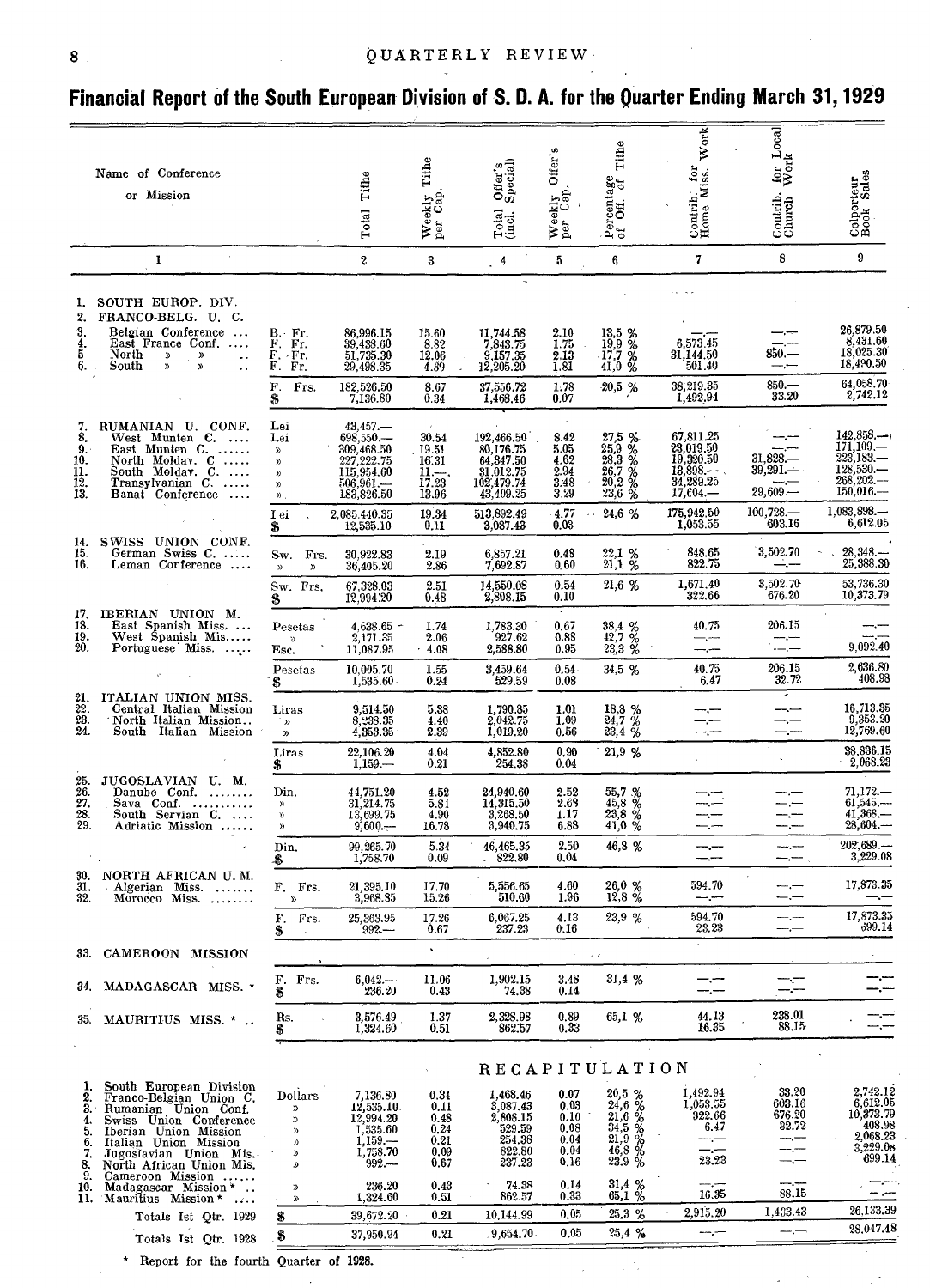# Financial Report of the South European Division of S. D. A. for the Quarter Ending March 31, 1929

| Name of Conference or Mission | | Total Tithe | Weekly Tithe per Cap. | Total Offer's (incl. Special) | Weekly Offer's per Cap. | Percentage of Off. of Tithe | Contrib. for Home Miss. Work | Contrib. for Local Church Work | Colporteur Book Sales |
|---|---|---|---|---|---|---|---|---|---|
| 1 | | 2 | 3 | 4 | 5 | 6 | 7 | 8 | 9 |
| 1. SOUTH EUROP. DIV. | | | | | | | | | |
| 2. FRANCO-BELG. U. C. | | | | | | | | | |
| 3. Belgian Conference ... | B. Fr. | 86,996.15 | 15.60 | 11,744.58 | 2.10 | 13,5 % | —.— | —.— | 26,879.50 |
| 4. East France Conf. .... | F. Fr. | 39,438.60 | 8.82 | 7,843.75 | 1.75 | 19,9 % | 6,573.45 | —.— | 8,431.60 |
| 5. North » » .. | F. Fr. | 51,735.30 | 12.06 | 9,157.35 | 2.13 | 17,7 % | 31,144.50 | 850.— | 18,025.30 |
| 6. South » » .. | F. Fr. | 29,498.35 | 4.39 | 12,205.20 | 1.81 | 41,0 % | 501.40 | —.— | 18,490.50 |
| | F. Frs. | 182,526.50 | 8.67 | 37,556.72 | 1.78 | 20,5 % | 38,219.35 | 850.— | 64,058.70 |
| | $ | 7,136.80 | 0.34 | 1,468.46 | 0.07 | | 1,492.94 | 33.20 | 2,742.12 |
| 7. RUMANIAN U. CONF. | Lei | 43,457.— | | | | | | | |
| 8. West Munten C. .... | Lei | 698,550.— | 30.54 | 192,466.50 | 8.42 | 27,5 % | 67,811.25 | —.— | 142,858.— |
| 9. East Munten C. ...... | » | 309,468.50 | 19.51 | 80,176.75 | 5.05 | 25,9 % | 23,019.50 | —.— | 171,109.— |
| 10. North Moldav. C ..... | » | 227,222.75 | 16.31 | 64,347.50 | 4.62 | 28,3 % | 19,920.50 | 31,828.— | 223,183.— |
| 11. South Moldav. C. .... | » | 115,954.60 | 11.—. | 31,012.75 | 2.94 | 26,7 % | 13,898.— | 39,291.— | 128,530.— |
| 12. Transylvanian C. ..... | » | 506,961.— | 17.23 | 102,479.74 | 3.48 | 20,2 % | 34,289.25 | —.— | 268,202.— |
| 13. Banat Conference .... | » | 183,826.50 | 13.96 | 43,409.25 | 3.29 | 23,6 % | 17,604.— | 29,609.— | 150,016.— |
| | Lei | 2,085,440.35 | 19.34 | 513,892.49 | 4.77 | 24,6 % | 175,942.50 | 100,728.— | 1,083,898.— |
| | $ | 12,535.10 | 0.11 | 3,087.43 | 0.03 | | 1,053.55 | 603.16 | 6,612.05 |
| 14. SWISS UNION CONF. | | | | | | | | | |
| 15. German Swiss C. ..... | Sw. Frs. | 30,922.83 | 2.19 | 6,857.21 | 0.48 | 22,1 % | 848.65 | 3,502.70 | 28,348.— |
| 16. Leman Conference .... | » » | 36,405.20 | 2.86 | 7,692.87 | 0.60 | 21,1 % | 822.75 | —.— | 25,388.30 |
| | Sw. Frs. | 67,328.03 | 2.51 | 14,550.08 | 0.54 | 21,6 % | 1,671.40 | 3,502.70 | 53,736.30 |
| | $ | 12,994.20 | 0.48 | 2,808.15 | 0.10 | | 322.66 | 676.20 | 10,373.79 |
| 17. IBERIAN UNION M. | | | | | | | | | |
| 18. East Spanish Miss. ... | Pesetas | 4,638.65 | 1.74 | 1,783.30 | 0.67 | 38,4 % | 40.75 | 206.15 | —.— |
| 19. West Spanish Mis..... | » | 2,171.35 | 2.06 | 927.62 | 0.88 | 42,7 % | —.— | —.— | —.— |
| 20. Portuguese Miss. ..... | Esc. | 11,087.95 | 4.08 | 2,588.80 | 0.95 | 23,3 % | —.— | —.— | 9,092.40 |
| | Pesetas | 10,005.70 | 1.55 | 3,459.64 | 0.54 | 34,5 % | 40.75 | 206.15 | 2,636.80 |
| | $ | 1,535.60 | 0.24 | 529.59 | 0.08 | | 6.47 | 32.72 | 408.98 |
| 21. ITALIAN UNION MISS. | | | | | | | | | |
| 22. Central Italian Mission | Liras | 9,514.50 | 5.38 | 1,790.85 | 1.01 | 18,8 % | —.— | —.— | 16,713.35 |
| 23. North Italian Mission.. | » | 8,238.35 | 4.40 | 2,042.75 | 1.09 | 24,7 % | —.— | —.— | 9,352.20 |
| 24. South Italian Mission | » | 4,353.35 | 2.39 | 1,019.20 | 0.56 | 23,4 % | —.— | —.— | 12,769.60 |
| | Liras | 22,106.20 | 4.04 | 4,852.80 | 0.90 | 21,9 % | | | 38,836.15 |
| | $ | 1,159.— | 0.21 | 254.38 | 0.04 | | | | 2,068.23 |
| 25. JUGOSLAVIAN U. M. | | | | | | | | | |
| 26. Danube Conf. ........ | Din. | 44,751.20 | 4.52 | 24,940.60 | 2.52 | 55,7 % | —.— | —.— | 71,172.— |
| 27. Sava Conf. ........... | » | 31,214.75 | 5.81 | 14,315.50 | 2.69 | 45,8 % | —.— | —.— | 61,545.— |
| 28. South Servian C. ..... | » | 13,699.75 | 4.90 | 3,268.50 | 1.17 | 23,8 % | —.— | —.— | 41,368.— |
| 29. Adriatic Mission ...... | » | 9,600.— | 16.78 | 3,940.75 | 6.88 | 41,0 % | —.— | —.— | 28,604.— |
| | Din. | 99,265.70 | 5.34 | 46,465.35 | 2.50 | 46,8 % | —.— | —.— | 202,689.— |
| | $ | 1,758.70 | 0.09 | 822.80 | 0.04 | | —.— | —.— | 3,229.08 |
| 30. NORTH AFRICAN U. M. | | | | | | | | | |
| 31. Algerian Miss. ....... | F. Frs. | 21,395.10 | 17.70 | 5,556.65 | 4.60 | 26,0 % | 594.70 | —.— | 17,873.35 |
| 32. Morocco Miss. ........ | » | 3,968.85 | 15.26 | 510.60 | 1.96 | 12,8 % | —.— | —.— | —.— |
| | F. Frs. | 25,363.95 | 17.26 | 6,067.25 | 4.13 | 23,9 % | 594.70 | —.— | 17,873.35 |
| | $ | 992.— | 0.67 | 237.23 | 0.16 | | 23.23 | —.— | 699.14 |
| 33. CAMEROON MISSION | | | | | | | | | |
| 34. MADAGASCAR MISS. * | F. Frs. | 6,042.— | 11.06 | 1,902.15 | 3.48 | 31,4 % | —.— | —.— | —.— |
| | $ | 236.20 | 0.43 | 74.38 | 0.14 | | —.— | —.— | —.— |
| 35. MAURITIUS MISS. * .. | Rs. | 3,576.49 | 1.37 | 2,328.98 | 0.89 | 65,1 % | 44.13 | 238.01 | —.— |
| | $ | 1,324.60 | 0.51 | 862.57 | 0.33 | | 16.35 | 88.15 | —.— |

## RECAPITULATION

| | | | | | | | | | |
|---|---|---|---|---|---|---|---|---|---|
| 1. South European Division | | | | | | | | | |
| 2. Franco-Belgian Union C. | Dollars | 7,136.80 | 0.34 | 1,468.46 | 0.07 | 20,5 % | 1,492.94 | 33.20 | 2,742.12 |
| 3. Rumanian Union Conf. | » | 12,535.10 | 0.11 | 3,087.43 | 0.03 | 24,6 % | 1,053.55 | 603.16 | 6,612.05 |
| 4. Swiss Union Conference | » | 12,994.20 | 0.48 | 2,808.15 | 0.10 | 21,6 % | 322.66 | 676.20 | 10,373.79 |
| 5. Iberian Union Mission | » | 1,535.60 | 0.24 | 529.59 | 0.08 | 34,5 % | 6.47 | 32.72 | 408.98 |
| 6. Italian Union Mission | » | 1,159.— | 0.21 | 254.38 | 0.04 | 21,9 % | —.— | —.— | 2,068.23 |
| 7. Jugoslavian Union Mis. | » | 1,758.70 | 0.09 | 822.80 | 0.04 | 46,8 % | —.— | —.— | 3,229.08 |
| 8. North African Union Mis. | » | 992.— | 0.67 | 237.23 | 0.16 | 23.9 % | 23.23 | —.— | 699.14 |
| 9. Cameroon Mission ...... | | | | | | | | | |
| 10. Madagascar Mission * ... | » | 236.20 | 0.43 | 74.38 | 0.14 | 31,4 % | —.— | —.— | —.— |
| 11. Mauritius Mission * .... | » | 1,324.60 | 0.51 | 862.57 | 0.33 | 65,1 % | 16.35 | 88.15 | —.— |
| Totals Ist Qtr. 1929 | $ | 39,672.20 | 0.21 | 10,144.99 | 0.05 | 25,3 % | 2,915.20 | 1,433.43 | 26,133.39 |
| Totals Ist Qtr. 1928 | $ | 37,950.94 | 0.21 | 9,654.70 | 0.05 | 25,4 % | —.— | —.— | 28,047.48 |

\* Report for the fourth Quarter of 1928.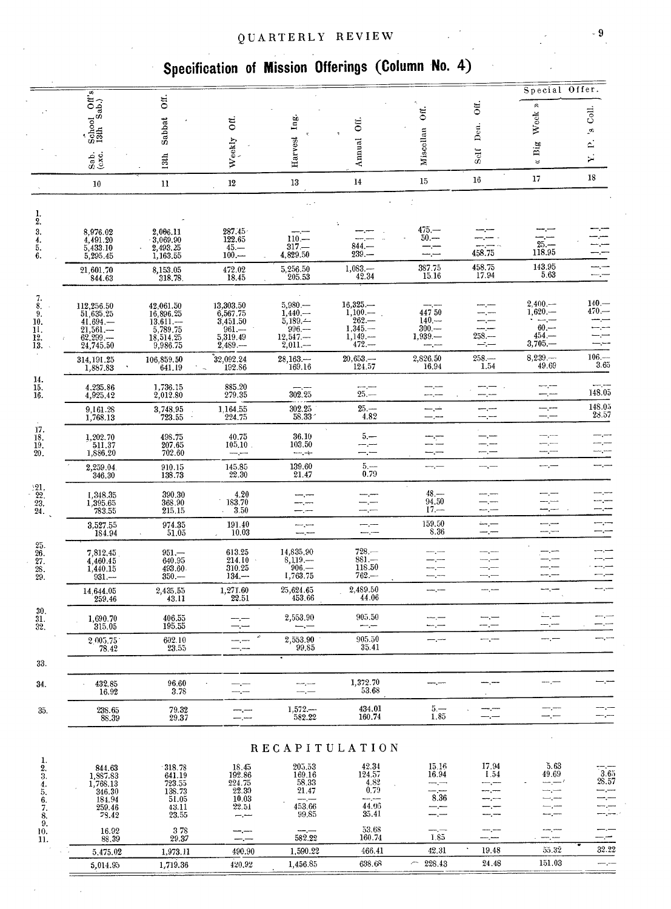## Specification of Mission Offerings (Column No. 4)

| | Sab. School Off's (exc. 13th Sab.) | 13th Sabbat Off. | Weekly Off. | Harvest Ing. | Annual Off. | Miscellan Off. | Self Den. Off. | Special Offer. « Big Week » | Y. P.'s Coll. |
|---|---|---|---|---|---|---|---|---|---|
| | 10 | 11 | 12 | 13 | 14 | 15 | 16 | 17 | 18 |
| 1. | | | | | | | | | |
| 2. | | | | | | | | | |
| 3. | 8,976.02 | 2,086.11 | 287.45 | —.— | —.— | 475.— | —.— | —.— | —.— |
| 4. | 4,491.20 | 3,069.90 | 122.65 | 110.— | —.— | 50.— | —.— | —.— | —.— |
| 5. | 5,433.10 | 2,493.25 | 45.— | 317.— | 844.— | —.— | —.— | 25.— | —.— |
| 6. | 5,295.45 | 1,163.55 | 100.— | 4,829.50 | 239.— | —.— | 458.75 | 118.95 | —.— |
| | 21,601.70 | 8,153.05 | 472.02 | 5,256.50 | 1,083.— | 387.75 | 458.75 | 143.95 | —.— |
| | 844.63 | 318.78 | 18.45 | 205.53 | 42.34 | 15.16 | 17.94 | 5.63 | —.— |
| 7. | | | | | | | | | |
| 8. | 112,256.50 | 42,061.50 | 13,303.50 | 5,980.— | 16,325.— | —.— | —.— | 2,400.— | 140.— |
| 9. | 51,635.25 | 16,896.25 | 6,567.75 | 1,440.— | 1,100.— | 447.50 | —.— | 1,620.— | 470.— |
| 10. | 41,694.— | 13,611.— | 3,451.50 | 5,189.— | 262.— | 140.— | —.— | —.— | —.— |
| 11. | 21,561.— | 5,789.75 | 961.— | 996.— | 1,345.— | 300.— | —.— | 60.— | —.— |
| 12. | 62,299.— | 18,514.25 | 5,319.49 | 12,547.— | 1,149.— | 1,939.— | 258.— | 454.— | —.— |
| 13. | 24,745.50 | 9,986.75 | 2,489.— | 2,011.— | 472.— | —.— | —.— | 3,705.— | —.— |
| | 314,191.25 | 106,859.50 | 32,092.24 | 28,163.— | 20,653.— | 2,826.50 | 258.— | 8,239.— | 106.— |
| | 1,887.83 | 641.19 | 192.86 | 169.16 | 124.57 | 16.94 | 1.54 | 49.69 | 3.65 |
| 14. | | | | | | | | | |
| 15. | 4,235.86 | 1,736.15 | 885.20 | —.— | —.— | —.— | —.— | —.— | —.— |
| 16. | 4,925.42 | 2,012.80 | 279.35 | 302.25 | 25.— | —.— | —.— | —.— | 148.05 |
| | 9,161.28 | 3,748.95 | 1,164.55 | 302.25 | 25.— | —.— | —.— | —.— | 148.05 |
| | 1,768.13 | 723.55 | 224.75 | 58.33 | 4.82 | —.— | —.— | —.— | 28.57 |
| 17. | | | | | | | | | |
| 18. | 1,202.70 | 498.75 | 40.75 | 36.10 | 5.— | —.— | —.— | —.— | —.— |
| 19. | 511.37 | 207.65 | 105.10 | 103.50 | —.— | —.— | —.— | —.— | —.— |
| 20. | 1,886.20 | 702.60 | —.— | —.— | —.— | —.— | —.— | —.— | —.— |
| | 2,259.04 | 910.15 | 145.85 | 139.60 | 5.— | —.— | —.— | —.— | —.— |
| | 346.30 | 138.73 | 22.30 | 21.47 | 0.79 | | | | |
| 21. | | | | | | | | | |
| 22. | 1,348.35 | 390.30 | 4.20 | —.— | —.— | 48.— | —.— | —.— | —.— |
| 23. | 1,395.65 | 368.90 | 183.70 | —.— | —.— | 94.50 | —.— | —.— | —.— |
| 24. | 783.55 | 215.15 | 3.50 | —.— | —.— | 17.— | —.— | —.— | —.— |
| | 3,527.55 | 974.35 | 191.40 | —.— | —.— | 159.50 | —.— | —.— | —.— |
| | 184.94 | 51.05 | 10.03 | —.— | —.— | 8.36 | —.— | —.— | —.— |
| 25. | | | | | | | | | |
| 26. | 7,812.45 | 951.— | 613.25 | 14,835.90 | 728.— | —.— | —.— | —.— | —.— |
| 27. | 4,460.45 | 640.95 | 214.10 | 8,119.— | 881.— | —.— | —.— | —.— | —.— |
| 28. | 1,440.15 | 493.60 | 310.25 | 906.— | 118.50 | —.— | —.— | —.— | —.— |
| 29. | 931.— | 350.— | 134.— | 1,763.75 | 762.— | —.— | —.— | —.— | —.— |
| | 14,644.05 | 2,435.55 | 1,271.60 | 25,624.65 | 2,489.50 | —.— | —.— | —.— | —.— |
| | 259.46 | 43.11 | 22.51 | 453.66 | 44.06 | | | | |
| 30. | | | | | | | | | |
| 31. | 1,690.70 | 406.55 | —.— | 2,553.90 | 905.50 | —.— | —.— | —.— | —.— |
| 32. | 315.05 | 195.55 | —.— | —.— | —.— | —.— | —.— | —.— | —.— |
| | 2,005.75 | 602.10 | —.— | 2,553.90 | 905.50 | —.— | —.— | —.— | —.— |
| | 78.42 | 23.55 | —.— | 99.85 | 35.41 | | | | |
| 33. | | | | | | | | | |
| 34. | 432.85 | 96.60 | —.— | —.— | 1,372.70 | —.— | —.— | —.— | —.— |
| | 16.92 | 3.78 | —.— | —.— | 53.68 | | | | |
| 35. | 238.65 | 79.32 | —.— | 1,572.— | 434.01 | 5.— | —.— | —.— | —.— |
| | 88.39 | 29.37 | —.— | 582.22 | 160.74 | 1.85 | —.— | —.— | —.— |

### RECAPITULATION

| | 10 | 11 | 12 | 13 | 14 | 15 | 16 | 17 | 18 |
|---|---|---|---|---|---|---|---|---|---|
| 1. | | | | | | | | | |
| 2. | 844.63 | 318.78 | 18.45 | 205.53 | 42.34 | 15.16 | 17.94 | 5.63 | —.— |
| 3. | 1,887.83 | 641.19 | 192.86 | 169.16 | 124.57 | 16.94 | 1.54 | 49.69 | 3.65 |
| 4. | 1,768.13 | 723.55 | 224.75 | 58.33 | 4.82 | —.— | —.— | —.— | 28.57 |
| 5. | 346.30 | 138.73 | 22.30 | 21.47 | 0.79 | —.— | —.— | —.— | —.— |
| 6. | 184.94 | 51.05 | 10.03 | —.— | —.— | 8.36 | —.— | —.— | —.— |
| 7. | 259.46 | 43.11 | 22.51 | 453.66 | 44.06 | —.— | —.— | —.— | —.— |
| 8. | 78.42 | 23.55 | —.— | 99.85 | 35.41 | —.— | —.— | —.— | —.— |
| 9. | | | | | | | | | |
| 10. | 16.92 | 3.78 | —.— | —.— | 53.68 | —.— | —.— | —.— | —.— |
| 11. | 88.39 | 29.37 | —.— | 582.22 | 160.74 | 1.85 | —.— | —.— | —.— |
| | 5,475.02 | 1,973.11 | 490.90 | 1,590.22 | 466.41 | 42.31 | 19.48 | 55.32 | 32.22 |
| | 5,014.95 | 1,719.36 | 420.92 | 1,456.85 | 638.68 | 228.43 | 24.48 | 151.03 | —.— |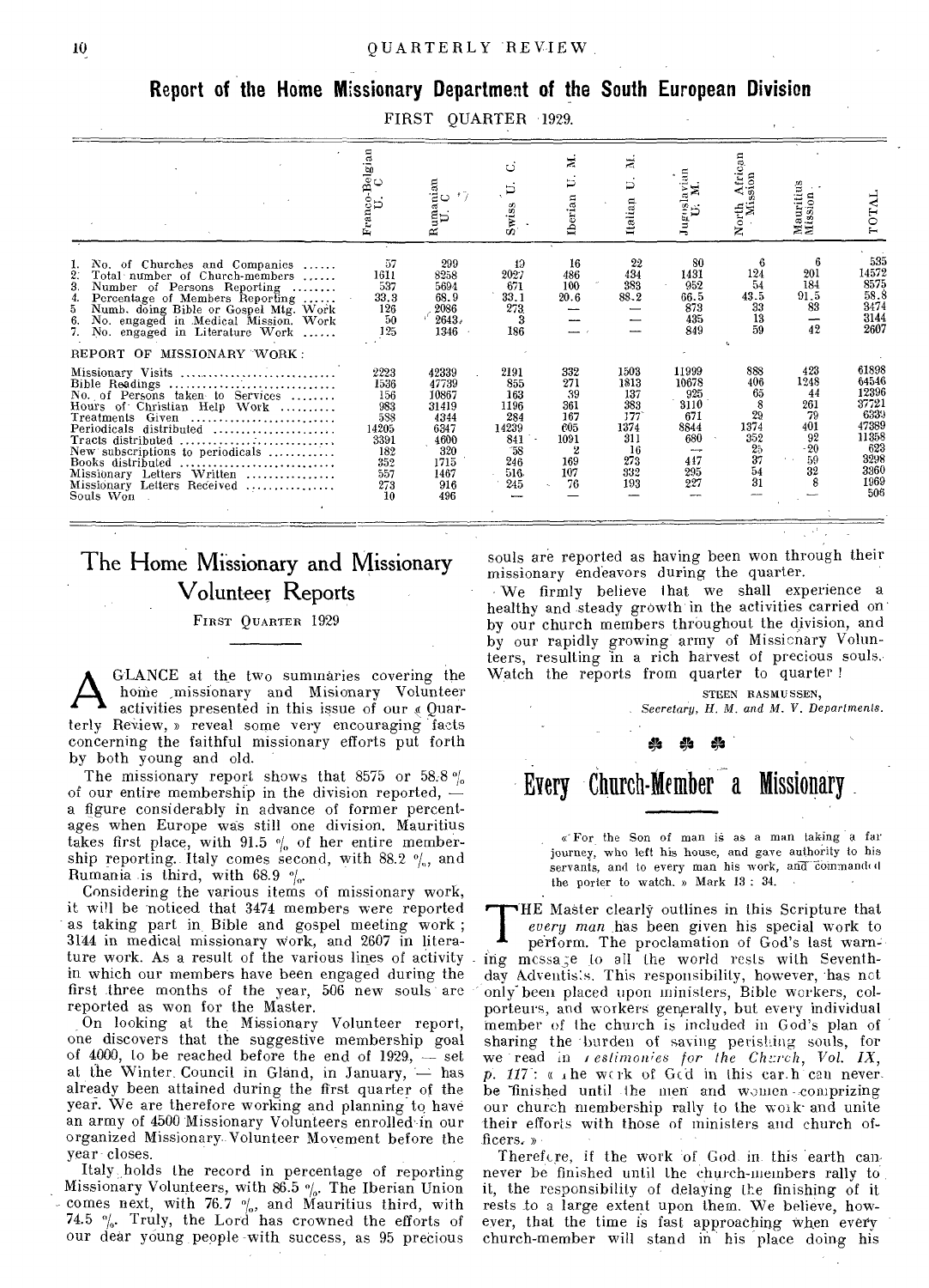## Report of the Home Missionary Department of the South European Division

FIRST QUARTER 1929.

| | Franco-Belgian U. C. | Rumanian U. C. | Swiss U. C. | Iberian U. M. | Italian U. M. | Jugoslavian U. M. | North African Mission | Mauritius Mission | TOTAL |
|---|---|---|---|---|---|---|---|---|---|
| 1. No. of Churches and Companies | 57 | 299 | 19 | 16 | 22 | 80 | 6 | 6 | 535 |
| 2. Total number of Church-members | 1611 | 8258 | 2027 | 486 | 434 | 1431 | 124 | 201 | 14572 |
| 3. Number of Persons Reporting | 537 | 5694 | 671 | 100 | 383 | 952 | 54 | 184 | 8575 |
| 4. Percentage of Members Reporting | 33.3 | 68.9 | 33.1 | 20.6 | 88.2 | 66.5 | 43.5 | 91.5 | 58.8 |
| 5. Numb. doing Bible or Gospel Mtg. Work | 126 | 2086 | 273 | — | — | 873 | 33 | 83 | 3474 |
| 6. No. engaged in Medical Mission. Work | 50 | 2643 | 3 | — | — | 435 | 13 | — | 3144 |
| 7. No. engaged in Literature Work | 125 | 1346 | 186 | — | — | 849 | 59 | 42 | 2607 |
| **REPORT OF MISSIONARY WORK:** | | | | | | | | | |
| Missionary Visits | 2223 | 42339 | 2191 | 332 | 1503 | 11999 | 888 | 423 | 61898 |
| Bible Readings | 1536 | 47739 | 855 | 271 | 1813 | 10678 | 406 | 1248 | 64546 |
| No. of Persons taken to Services | 156 | 10867 | 163 | 39 | 137 | 925 | 65 | 44 | 12396 |
| Hours of Christian Help Work | 983 | 31419 | 1196 | 361 | 383 | 3110 | 8 | 261 | 37721 |
| Treatments Given | 588 | 4344 | 284 | 167 | 177 | 671 | 29 | 79 | 6339 |
| Periodicals distributed | 14205 | 6347 | 14239 | 605 | 1374 | 8844 | 1374 | 401 | 47389 |
| Tracts distributed | 3391 | 4600 | 841 | 1091 | 311 | 680 | 352 | 92 | 11358 |
| New subscriptions to periodicals | 182 | 320 | 58 | 2 | 16 | — | 25 | 20 | 623 |
| Books distributed | 352 | 1715 | 246 | 169 | 273 | 417 | 37 | 59 | 3298 |
| Missionary Letters Written | 557 | 1467 | 516 | 107 | 332 | 295 | 54 | 32 | 3360 |
| Missionary Letters Received | 273 | 916 | 245 | 76 | 193 | 227 | 31 | 8 | 1969 |
| Souls Won | 10 | 496 | — | — | — | — | — | — | 506 |

## The Home Missionary and Missionary Volunteer Reports

FIRST QUARTER 1929

A GLANCE at the two summaries covering the home missionary and Misionary Volunteer activities presented in this issue of our « Quarterly Review, » reveal some very encouraging facts concerning the faithful missionary efforts put forth by both young and old.

The missionary report shows that 8575 or 58.8 % of our entire membership in the division reported, — a figure considerably in advance of former percentages when Europe was still one division. Mauritius takes first place, with 91.5 % of her entire membership reporting. Italy comes second, with 88.2 %, and Rumania is third, with 68.9 %.

Considering the various items of missionary work, it will be noticed that 3474 members were reported as taking part in Bible and gospel meeting work; 3144 in medical missionary work, and 2607 in literature work. As a result of the various lines of activity in which our members have been engaged during the first three months of the year, 506 new souls are reported as won for the Master.

On looking at the Missionary Volunteer report, one discovers that the suggestive membership goal of 4000, to be reached before the end of 1929, — set at the Winter Council in Gland, in January, — has already been attained during the first quarter of the year. We are therefore working and planning to have an army of 4500 Missionary Volunteers enrolled in our organized Missionary Volunteer Movement before the year closes.

Italy holds the record in percentage of reporting Missionary Volunteers, with 86.5 %. The Iberian Union comes next, with 76.7 %, and Mauritius third, with 74.5 %. Truly, the Lord has crowned the efforts of our dear young people with success, as 95 precious souls are reported as having been won through their missionary endeavors during the quarter.

We firmly believe that we shall experience a healthy and steady growth in the activities carried on by our church members throughout the division, and by our rapidly growing army of Missionary Volunteers, resulting in a rich harvest of precious souls. Watch the reports from quarter to quarter!

STEEN RASMUSSEN,
*Secretary, H. M. and M. V. Departments.*

## Every Church-Member a Missionary

« For the Son of man is as a man taking a far journey, who left his house, and gave authority to his servants, and to every man his work, and commanded the porter to watch. » Mark 13 : 34.

THE Master clearly outlines in this Scripture that *every man* has been given his special work to perform. The proclamation of God's last warning message to all the world rests with Seventh-day Adventists. This responsibility, however, has not only been placed upon ministers, Bible workers, colporteurs, and workers generally, but every individual member of the church is included in God's plan of sharing the burden of saving perishing souls, for we read in *Testimonies for the Church, Vol. IX, p. 117*: « The work of God in this earth can never be finished until the men and women comprizing our church membership rally to the work and unite their efforts with those of ministers and church officers. »

Therefore, if the work of God in this earth can never be finished until the church-members rally to it, the responsibility of delaying the finishing of it rests to a large extent upon them. We believe, however, that the time is fast approaching when every church-member will stand in his place doing his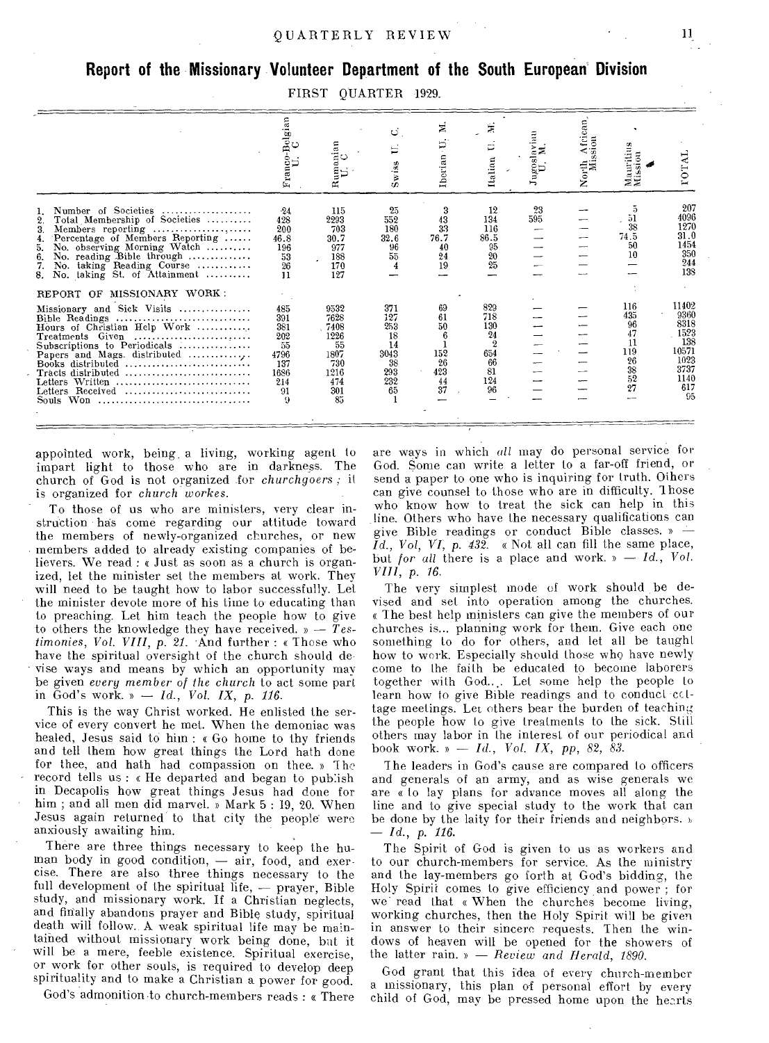## Report of the Missionary Volunteer Department of the South European Division

FIRST QUARTER 1929.

| | Franco-Belgian U. C. | Rumanian U. C. | Swiss U. C. | Iberian U. M. | Italian U. M. | Jugoslavian U. M. | North African Mission | Mauritius Mission | TOTAL |
|---|---|---|---|---|---|---|---|---|---|
| 1. Number of Societies | 24 | 115 | 25 | 3 | 12 | 23 | — | 5 | 207 |
| 2. Total Membership of Societies | 428 | 2293 | 552 | 43 | 134 | 595 | — | 51 | 4096 |
| 3. Members reporting | 200 | 703 | 180 | 33 | 116 | — | — | 38 | 1270 |
| 4. Percentage of Members Reporting | 46.8 | 30.7 | 32.6 | 76.7 | 86.5 | — | — | 74.5 | 31.0 |
| 5. No. observing Morning Watch | 196 | 977 | 96 | 40 | 95 | — | — | 50 | 1454 |
| 6. No. reading Bible through | 53 | 188 | 55 | 24 | 20 | — | — | 10 | 350 |
| 7. No. taking Reading Course | 26 | 170 | 4 | 19 | 25 | — | — | — | 244 |
| 8. No. taking St. of Attainment | 11 | 127 | — | — | — | — | — | — | 138 |
| REPORT OF MISSIONARY WORK: | | | | | | | | | |
| Missionary and Sick Visits | 485 | 9532 | 371 | 69 | 829 | — | — | 116 | 11402 |
| Bible Readings | 391 | 7628 | 127 | 61 | 718 | — | — | 435 | 9360 |
| Hours of Christian Help Work | 381 | 7408 | 253 | 50 | 130 | — | — | 96 | 8318 |
| Treatments Given | 202 | 1226 | 18 | 6 | 24 | — | — | 47 | 1523 |
| Subscriptions to Periodicals | 55 | 55 | 14 | 1 | 2 | — | — | 11 | 138 |
| Papers and Mags. distributed | 4796 | 1807 | 3043 | 152 | 654 | — | — | 119 | 10571 |
| Books distributed | 137 | 730 | 38 | 26 | 66 | — | — | 26 | 1023 |
| Tracts distributed | 1686 | 1216 | 293 | 423 | 81 | — | — | 38 | 3737 |
| Letters Written | 214 | 474 | 232 | 44 | 124 | — | — | 52 | 1140 |
| Letters Received | 91 | 301 | 65 | 37 | 96 | — | — | 27 | 617 |
| Souls Won | 9 | 85 | 1 | — | — | — | — | — | 95 |

appointed work, being a living, working agent to impart light to those who are in darkness. The church of God is not organized for *churchgoers*; it is organized for *church workes*.

To those of us who are ministers, very clear instruction has come regarding our attitude toward the members of newly-organized churches, or new members added to already existing companies of believers. We read: « Just as soon as a church is organized, let the minister set the members at work. They will need to be taught how to labor successfully. Let the minister devote more of his time to educating than to preaching. Let him teach the people how to give to others the knowledge they have received. » — *Testimonies, Vol. VIII, p. 21.* And further: « Those who have the spiritual oversight of the church should devise ways and means by which an opportunity may be given *every member of the church* to act some part in God's work. » — *Id., Vol. IX, p. 116.*

This is the way Christ worked. He enlisted the service of every convert he met. When the demoniac was healed, Jesus said to him: « Go home to thy friends and tell them how great things the Lord hath done for thee, and hath had compassion on thee. » The record tells us: « He departed and began to publish in Decapolis how great things Jesus had done for him; and all men did marvel. » Mark 5: 19, 20. When Jesus again returned to that city the people were anxiously awaiting him.

There are three things necessary to keep the human body in good condition, — air, food, and exercise. There are also three things necessary to the full development of the spiritual life, — prayer, Bible study, and missionary work. If a Christian neglects, and finally abandons prayer and Bible study, spiritual death will follow. A weak spiritual life may be maintained without missionary work being done, but it will be a mere, feeble existence. Spiritual exercise, or work for other souls, is required to develop deep spirituality and to make a Christian a power for good.

God's admonition to church-members reads: « There are ways in which *all* may do personal service for God. Some can write a letter to a far-off friend, or send a paper to one who is inquiring for truth. Others can give counsel to those who are in difficulty. Those who know how to treat the sick can help in this line. Others who have the necessary qualifications can give Bible readings or conduct Bible classes. » — *Id., Vol, VI, p. 432.* « Not all can fill the same place, but *for all* there is a place and work. » — *Id., Vol. VIII, p. 16.*

The very simplest mode of work should be devised and set into operation among the churches. « The best help ministers can give the members of our churches is... planning work for them. Give each one something to do for others, and let all be taught how to work. Especially should those who have newly come to the faith be educated to become laborers together with God.... Let some help the people to learn how to give Bible readings and to conduct cottage meetings. Let others bear the burden of teaching the people how to give treatments to the sick. Still others may labor in the interest of our periodical and book work. » — *Id., Vol. IX, pp, 82, 83.*

The leaders in God's cause are compared to officers and generals of an army, and as wise generals we are « to lay plans for advance moves all along the line and to give special study to the work that can be done by the laity for their friends and neighbors. » — *Id., p. 116.*

The Spirit of God is given to us as workers and to our church-members for service. As the ministry and the lay-members go forth at God's bidding, the Holy Spirit comes to give efficiency and power; for we read that « When the churches become living, working churches, then the Holy Spirit will be given in answer to their sincere requests. Then the windows of heaven will be opened for the showers of the latter rain. » — *Review and Herald, 1890.*

God grant that this idea of every church-member a missionary, this plan of personal effort by every child of God, may be pressed home upon the hearts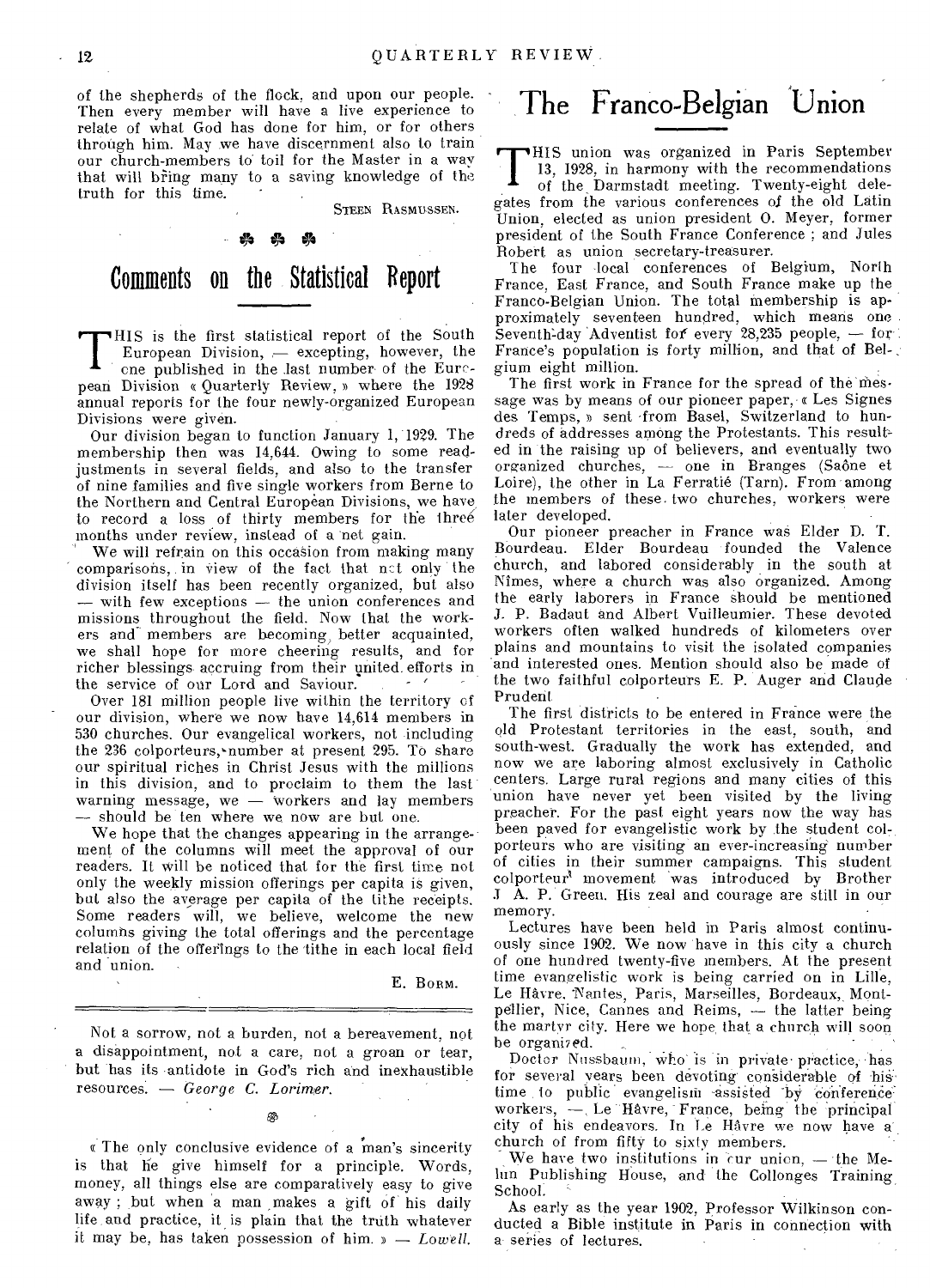of the shepherds of the flock, and upon our people. Then every member will have a live experience to relate of what God has done for him, or for others through him. May we have discernment also to train our church-members to toil for the Master in a way that will bring many to a saving knowledge of the truth for this time.

STEEN RASMUSSEN.

## Comments on the Statistical Report

THIS is the first statistical report of the South European Division, — excepting, however, the one published in the last number of the European Division « Quarterly Review, » where the 1928 annual reports for the four newly-organized European Divisions were given.

Our division began to function January 1, 1929. The membership then was 14,644. Owing to some readjustments in several fields, and also to the transfer of nine families and five single workers from Berne to the Northern and Central European Divisions, we have to record a loss of thirty members for the three months under review, instead of a net gain.

We will refrain on this occasion from making many comparisons, in view of the fact that not only the division itself has been recently organized, but also — with few exceptions — the union conferences and missions throughout the field. Now that the workers and members are becoming better acquainted, we shall hope for more cheering results, and for richer blessings accruing from their united efforts in the service of our Lord and Saviour.

Over 181 million people live within the territory of our division, where we now have 14,614 members in 530 churches. Our evangelical workers, not including the 236 colporteurs, number at present 295. To share our spiritual riches in Christ Jesus with the millions in this division, and to proclaim to them the last warning message, we — workers and lay members — should be ten where we now are but one.

We hope that the changes appearing in the arrangement of the columns will meet the approval of our readers. It will be noticed that for the first time not only the weekly mission offerings per capita is given, but also the average per capita of the tithe receipts. Some readers will, we believe, welcome the new columns giving the total offerings and the percentage relation of the offerings to the tithe in each local field and union.

E. BORM.

---

Not a sorrow, not a burden, not a bereavement, not a disappointment, not a care, not a groan or tear, but has its antidote in God's rich and inexhaustible resources. — *George C. Lorimer.*

« The only conclusive evidence of a man's sincerity is that he give himself for a principle. Words, money, all things else are comparatively easy to give away; but when a man makes a gift of his daily life and practice, it is plain that the truth whatever it may be, has taken possession of him. » — *Lowell.*

# The Franco-Belgian Union

THIS union was organized in Paris September 13, 1928, in harmony with the recommendations of the Darmstadt meeting. Twenty-eight delegates from the various conferences of the old Latin Union, elected as union president O. Meyer, former president of the South France Conference; and Jules Robert as union secretary-treasurer.

The four local conferences of Belgium, North France, East France, and South France make up the Franco-Belgian Union. The total membership is approximately seventeen hundred, which means one Seventh-day Adventist for every 28,235 people, — for France's population is forty million, and that of Belgium eight million.

The first work in France for the spread of the message was by means of our pioneer paper, « Les Signes des Temps, » sent from Basel, Switzerland to hundreds of addresses among the Protestants. This resulted in the raising up of believers, and eventually two organized churches, — one in Branges (Saône et Loire), the other in La Ferratié (Tarn). From among the members of these two churches, workers were later developed.

Our pioneer preacher in France was Elder D. T. Bourdeau. Elder Bourdeau founded the Valence church, and labored considerably in the south at Nîmes, where a church was also organized. Among the early laborers in France should be mentioned J. P. Badaut and Albert Vuilleumier. These devoted workers often walked hundreds of kilometers over plains and mountains to visit the isolated companies and interested ones. Mention should also be made of the two faithful colporteurs E. P. Auger and Claude Prudent.

The first districts to be entered in France were the old Protestant territories in the east, south, and south-west. Gradually the work has extended, and now we are laboring almost exclusively in Catholic centers. Large rural regions and many cities of this union have never yet been visited by the living preacher. For the past eight years now the way has been paved for evangelistic work by the student colporteurs who are visiting an ever-increasing number of cities in their summer campaigns. This student colporteur movement was introduced by Brother J. A. P. Green. His zeal and courage are still in our memory.

Lectures have been held in Paris almost continuously since 1902. We now have in this city a church of one hundred twenty-five members. At the present time evangelistic work is being carried on in Lille, Le Hâvre, Nantes, Paris, Marseilles, Bordeaux, Montpellier, Nice, Cannes and Reims, — the latter being the martyr city. Here we hope that a church will soon be organized.

Doctor Nussbaum, who is in private practice, has for several years been devoting considerable of his time to public evangelism assisted by conference workers, — Le Hâvre, France, being the principal city of his endeavors. In Le Hâvre we now have a church of from fifty to sixty members.

We have two institutions in our union, — the Melun Publishing House, and the Collonges Training School.

As early as the year 1902, Professor Wilkinson conducted a Bible institute in Paris in connection with a series of lectures.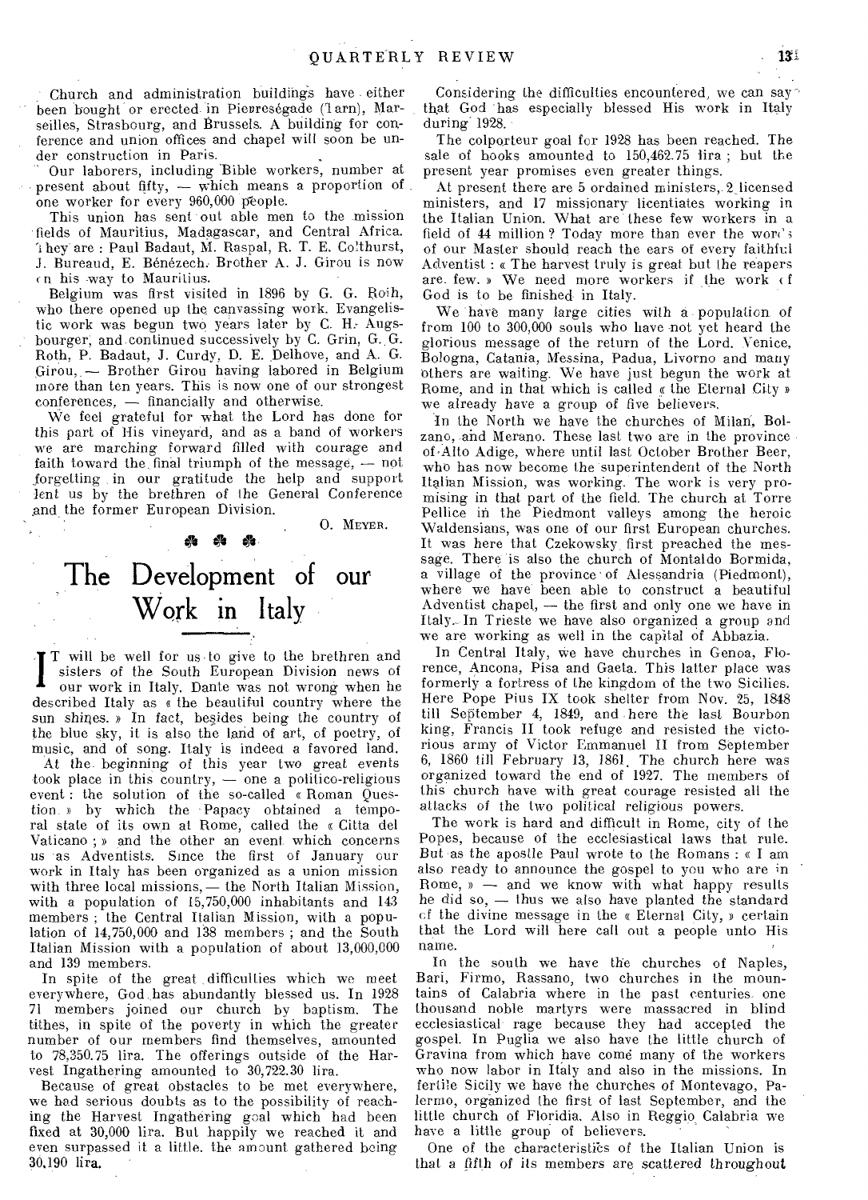Church and administration buildings have either been bought or erected in Pierreségade (Tarn), Marseilles, Strasbourg, and Brussels. A building for conference and union offices and chapel will soon be under construction in Paris.

Our laborers, including Bible workers, number at present about fifty, — which means a proportion of one worker for every 960,000 people.

This union has sent out able men to the mission fields of Mauritius, Madagascar, and Central Africa. They are: Paul Badaut, M. Raspal, R. T. E. Colthurst, J. Bureaud, E. Bénézech. Brother A. J. Girou is now on his way to Mauritius.

Belgium was first visited in 1896 by G. G. Roth, who there opened up the canvassing work. Evangelistic work was begun two years later by C. H. Augsbourger, and continued successively by C. Grin, G. G. Roth, P. Badaut, J. Curdy, D. E. Delhove, and A. G. Girou, — Brother Girou having labored in Belgium more than ten years. This is now one of our strongest conferences, — financially and otherwise.

We feel grateful for what the Lord has done for this part of His vineyard, and as a band of workers we are marching forward filled with courage and faith toward the final triumph of the message, — not forgetting in our gratitude the help and support lent us by the brethren of the General Conference and the former European Division.

O. Meyer.

# The Development of our Work in Italy

It will be well for us to give to the brethren and sisters of the South European Division news of our work in Italy. Dante was not wrong when he described Italy as « the beautiful country where the sun shines. » In fact, besides being the country of the blue sky, it is also the land of art, of poetry, of music, and of song. Italy is indeed a favored land.

At the beginning of this year two great events took place in this country, — one a politico-religious event: the solution of the so-called « Roman Question » by which the Papacy obtained a temporal state of its own at Rome, called the « Citta del Vaticano; » and the other an event which concerns us as Adventists. Since the first of January our work in Italy has been organized as a union mission with three local missions, — the North Italian Mission, with a population of 15,750,000 inhabitants and 143 members; the Central Italian Mission, with a population of 14,750,000 and 138 members; and the South Italian Mission with a population of about 13,000,000 and 139 members.

In spite of the great difficulties which we meet everywhere, God has abundantly blessed us. In 1928 71 members joined our church by baptism. The tithes, in spite of the poverty in which the greater number of our members find themselves, amounted to 78,350.75 lira. The offerings outside of the Harvest Ingathering amounted to 30,722.30 lira.

Because of great obstacles to be met everywhere, we had serious doubts as to the possibility of reaching the Harvest Ingathering goal which had been fixed at 30,000 lira. But happily we reached it and even surpassed it a little, the amount gathered being 30,190 lira.

Considering the difficulties encountered, we can say that God has especially blessed His work in Italy during 1928.

The colporteur goal for 1928 has been reached. The sale of books amounted to 150,462.75 lira; but the present year promises even greater things.

At present there are 5 ordained ministers, 2 licensed ministers, and 17 missionary licentiates working in the Italian Union. What are these few workers in a field of 44 million? Today more than ever the words of our Master should reach the ears of every faithful Adventist: « The harvest truly is great but the reapers are few. » We need more workers if the work of God is to be finished in Italy.

We have many large cities with a population of from 100 to 300,000 souls who have not yet heard the glorious message of the return of the Lord. Venice, Bologna, Catania, Messina, Padua, Livorno and many others are waiting. We have just begun the work at Rome, and in that which is called « the Eternal City » we already have a group of five believers.

In the North we have the churches of Milan, Bolzano, and Merano. These last two are in the province of Alto Adige, where until last October Brother Beer, who has now become the superintendent of the North Italian Mission, was working. The work is very promising in that part of the field. The church at Torre Pellice in the Piedmont valleys among the heroic Waldensians, was one of our first European churches. It was here that Czekowsky first preached the message. There is also the church of Montaldo Bormida, a village of the province of Alessandria (Piedmont), where we have been able to construct a beautiful Adventist chapel, — the first and only one we have in Italy. In Trieste we have also organized a group and we are working as well in the capital of Abbazia.

In Central Italy, we have churches in Genoa, Florence, Ancona, Pisa and Gaeta. This latter place was formerly a fortress of the kingdom of the two Sicilies. Here Pope Pius IX took shelter from Nov. 25, 1848 till September 4, 1849, and here the last Bourbon king, Francis II took refuge and resisted the victorious army of Victor Emmanuel II from September 6, 1860 till February 13, 1861. The church here was organized toward the end of 1927. The members of this church have with great courage resisted all the attacks of the two political religious powers.

The work is hard and difficult in Rome, city of the Popes, because of the ecclesiastical laws that rule. But as the apostle Paul wrote to the Romans: « I am also ready to announce the gospel to you who are in Rome, » — and we know with what happy results he did so, — thus we also have planted the standard of the divine message in the « Eternal City, » certain that the Lord will here call out a people unto His name.

In the south we have the churches of Naples, Bari, Firmo, Rassano, two churches in the mountains of Calabria where in the past centuries one thousand noble martyrs were massacred in blind ecclesiastical rage because they had accepted the gospel. In Puglia we also have the little church of Gravina from which have come many of the workers who now labor in Italy and also in the missions. In fertile Sicily we have the churches of Montevago, Palermo, organized the first of last September, and the little church of Floridia. Also in Reggio Calabria we have a little group of believers.

One of the characteristics of the Italian Union is that a fifth of its members are scattered throughout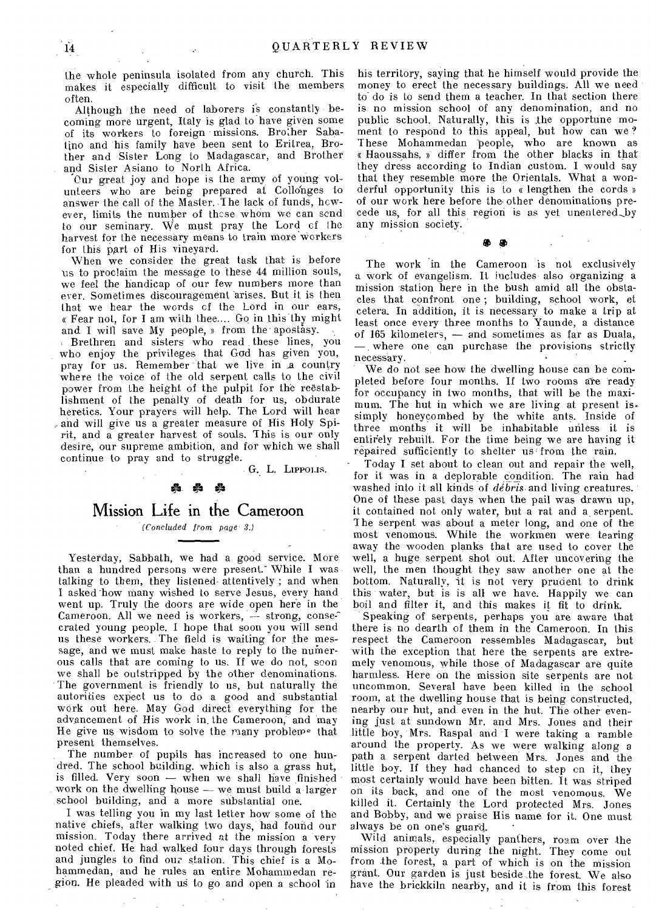the whole peninsula isolated from any church. This makes it especially difficult to visit the members often.

Although the need of laborers is constantly becoming more urgent, Italy is glad to have given some of its workers to foreign missions. Brother Sabatino and his family have been sent to Eritrea, Brother and Sister Long to Madagascar, and Brother and Sister Asiano to North Africa.

Our great joy and hope is the army of young volunteers who are being prepared at Collonges to answer the call of the Master. The lack of funds, however, limits the number of those whom we can send to our seminary. We must pray the Lord of the harvest for the necessary means to train more workers for this part of His vineyard.

When we consider the great task that is before us to proclaim the message to these 44 million souls, we feel the handicap of our few numbers more than ever. Sometimes discouragement arises. But it is then that we hear the words of the Lord in our ears, « Fear not, for I am with thee.... Go in this thy might and I will save My people, » from the apostasy.

Brethren and sisters who read these lines, you who enjoy the privileges that God has given you, pray for us. Remember that we live in a country where the voice of the old serpent calls to the civil power from the height of the pulpit for the reestablishment of the penalty of death for us, obdurate heretics. Your prayers will help. The Lord will hear and will give us a greater measure of His Holy Spirit, and a greater harvest of souls. This is our only desire, our supreme ambition, and for which we shall continue to pray and to struggle.

G. L. LIPPOLIS.

## Mission Life in the Cameroon

*(Concluded from page 3.)*

Yesterday, Sabbath, we had a good service. More than a hundred persons were present. While I was talking to them, they listened attentively; and when I asked how many wished to serve Jesus, every hand went up. Truly the doors are wide open here in the Cameroon. All we need is workers, — strong, consecrated young people. I hope that soon you will send us these workers. The field is waiting for the message, and we must make haste to reply to the numerous calls that are coming to us. If we do not, soon we shall be outstripped by the other denominations. The government is friendly to us, but naturally the autorities expect us to do a good and substantial work out here. May God direct everything for the advancement of His work in the Cameroon, and may He give us wisdom to solve the many problems that present themselves.

The number of pupils has increased to one hundred. The school building, which is also a grass hut, is filled. Very soon — when we shall have finished work on the dwelling house — we must build a larger school building, and a more substantial one.

I was telling you in my last letter how some of the native chiefs, after walking two days, had found our mission. Today there arrived at the mission a very noted chief. He had walked four days through forests and jungles to find our station. This chief is a Mohammedan, and he rules an entire Mohammedan region. He pleaded with us to go and open a school in his territory, saying that he himself would provide the money to erect the necessary buildings. All we need to do is to send them a teacher. In that section there is no mission school of any denomination, and no public school. Naturally, this is the opportune moment to respond to this appeal, but how can we? These Mohammedan people, who are known as « Haoussahs, » differ from the other blacks in that they dress according to Indian custom. I would say that they resemble more the Orientals. What a wonderful opportunity this is to « lengthen the cords » of our work here before the other denominations precede us, for all this region is as yet unentered by any mission society.

The work in the Cameroon is not exclusively a work of evangelism. It includes also organizing a mission station here in the bush amid all the obstacles that confront one; building, school work, et cetera. In addition, it is necessary to make a trip at least once every three months to Yaunde, a distance of 165 kilometers, — and sometimes as far as Duala, — where one can purchase the provisions strictly necessary.

We do not see how the dwelling house can be completed before four months. If two rooms are ready for occupancy in two months, that will be the maximum. The hut in which we are living at present is simply honeycombed by the white ants. Inside of three months it will be inhabitable unless it is entirely rebuilt. For the time being we are having it repaired sufficiently to shelter us from the rain.

Today I set about to clean out and repair the well, for it was in a deplorable condition. The rain had washed into it all kinds of *débris* and living creatures. One of these past days when the pail was drawn up, it contained not only water, but a rat and a serpent. The serpent was about a meter long, and one of the most venomous. While the workmen were tearing away the wooden planks that are used to cover the well, a huge serpent shot out. After uncovering the well, the men thought they saw another one at the bottom. Naturally, it is not very prudent to drink this water, but is is all we have. Happily we can boil and filter it, and this makes it fit to drink.

Speaking of serpents, perhaps you are aware that there is no dearth of them in the Cameroon. In this respect the Cameroon ressembles Madagascar, but with the exception that here the serpents are extremely venomous, while those of Madagascar are quite harmless. Here on the mission site serpents are not uncommon. Several have been killed in the school room, at the dwelling house that is being constructed, nearby our hut, and even in the hut. The other evening just at sundown Mr. and Mrs. Jones and their little boy, Mrs. Raspal and I were taking a ramble around the property. As we were walking along a path a serpent darted between Mrs. Jones and the little boy. If they had chanced to step on it, they most certainly would have been bitten. It was striped on its back, and one of the most venomous. We killed it. Certainly the Lord protected Mrs. Jones and Bobby, and we praise His name for it. One must always be on one's guard.

Wild animals, especially panthers, roam over the mission property during the night. They come out from the forest, a part of which is on the mission grant. Our garden is just beside the forest. We also have the brickkiln nearby, and it is from this forest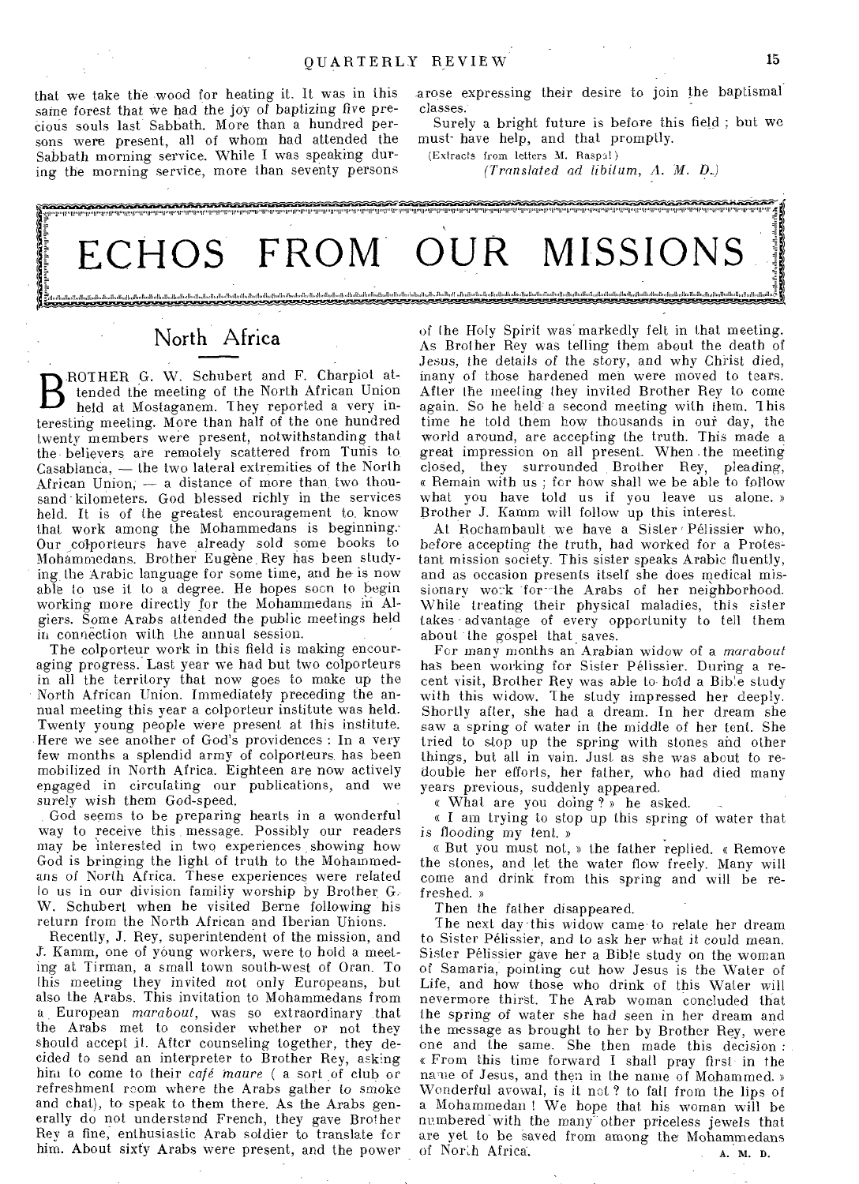that we take the wood for heating it. It was in this same forest that we had the joy of baptizing five precious souls last Sabbath. More than a hundred persons were present, all of whom had attended the Sabbath morning service. While I was speaking during the morning service, more than seventy persons arose expressing their desire to join the baptismal classes.

Surely a bright future is before this field ; but we must have help, and that promptly.

(Extracts from letters M. Raspal)

*(Translated ad libitum, A. M. D.)*

# ECHOS FROM OUR MISSIONS

## North Africa

BROTHER G. W. Schubert and F. Charpiot attended the meeting of the North African Union held at Mostaganem. They reported a very interesting meeting. More than half of the one hundred twenty members were present, notwithstanding that the believers are remotely scattered from Tunis to Casablanca, — the two lateral extremities of the North African Union, — a distance of more than two thousand kilometers. God blessed richly in the services held. It is of the greatest encouragement to know that work among the Mohammedans is beginning. Our colporteurs have already sold some books to Mohammedans. Brother Eugène Rey has been studying the Arabic language for some time, and he is now able to use it to a degree. He hopes soon to begin working more directly for the Mohammedans in Algiers. Some Arabs attended the public meetings held in connection with the annual session.

The colporteur work in this field is making encouraging progress. Last year we had but two colporteurs in all the territory that now goes to make up the North African Union. Immediately preceding the annual meeting this year a colporteur institute was held. Twenty young people were present at this institute. Here we see another of God's providences : In a very few months a splendid army of colporteurs has been mobilized in North Africa. Eighteen are now actively engaged in circulating our publications, and we surely wish them God-speed.

God seems to be preparing hearts in a wonderful way to receive this message. Possibly our readers may be interested in two experiences showing how God is bringing the light of truth to the Mohammedans of North Africa. These experiences were related to us in our division family worship by Brother G. W. Schubert when he visited Berne following his return from the North African and Iberian Unions.

Recently, J. Rey, superintendent of the mission, and J. Kamm, one of young workers, were to hold a meeting at Tirman, a small town south-west of Oran. To this meeting they invited not only Europeans, but also the Arabs. This invitation to Mohammedans from a European *marabout*, was so extraordinary that the Arabs met to consider whether or not they should accept it. After counseling together, they decided to send an interpreter to Brother Rey, asking him to come to their *café maure* ( a sort of club or refreshment room where the Arabs gather to smoke and chat), to speak to them there. As the Arabs generally do not understand French, they gave Brother Rey a fine, enthusiastic Arab soldier to translate for him. About sixty Arabs were present, and the power of the Holy Spirit was markedly felt in that meeting. As Brother Rey was telling them about the death of Jesus, the details of the story, and why Christ died, many of those hardened men were moved to tears. After the meeting they invited Brother Rey to come again. So he held a second meeting with them. This time he told them how thousands in our day, the world around, are accepting the truth. This made a great impression on all present. When the meeting closed, they surrounded Brother Rey, pleading, « Remain with us ; for how shall we be able to follow what you have told us if you leave us alone. » Brother J. Kamm will follow up this interest.

At Rochambault we have a Sister Pélissier who, before accepting the truth, had worked for a Protestant mission society. This sister speaks Arabic fluently, and as occasion presents itself she does medical missionary work for the Arabs of her neighborhood. While treating their physical maladies, this sister takes advantage of every opportunity to tell them about the gospel that saves.

For many months an Arabian widow of a *marabout* has been working for Sister Pélissier. During a recent visit, Brother Rey was able to hold a Bible study with this widow. The study impressed her deeply. Shortly after, she had a dream. In her dream she saw a spring of water in the middle of her tent. She tried to stop up the spring with stones and other things, but all in vain. Just as she was about to redouble her efforts, her father, who had died many years previous, suddenly appeared.

« What are you doing ? » he asked.

« I am trying to stop up this spring of water that is flooding my tent. »

« But you must not, » the father replied. « Remove the stones, and let the water flow freely. Many will come and drink from this spring and will be refreshed. »

Then the father disappeared.

The next day this widow came to relate her dream to Sister Pélissier, and to ask her what it could mean. Sister Pélissier gave her a Bible study on the woman of Samaria, pointing out how Jesus is the Water of Life, and how those who drink of this Water will nevermore thirst. The Arab woman concluded that the spring of water she had seen in her dream and the message as brought to her by Brother Rey, were one and the same. She then made this decision : « From this time forward I shall pray first in the name of Jesus, and then in the name of Mohammed. » Wonderful avowal, is it not ? to fall from the lips of a Mohammedan ! We hope that his woman will be numbered with the many other priceless jewels that are yet to be saved from among the Mohammedans of North Africa.

A. M. D.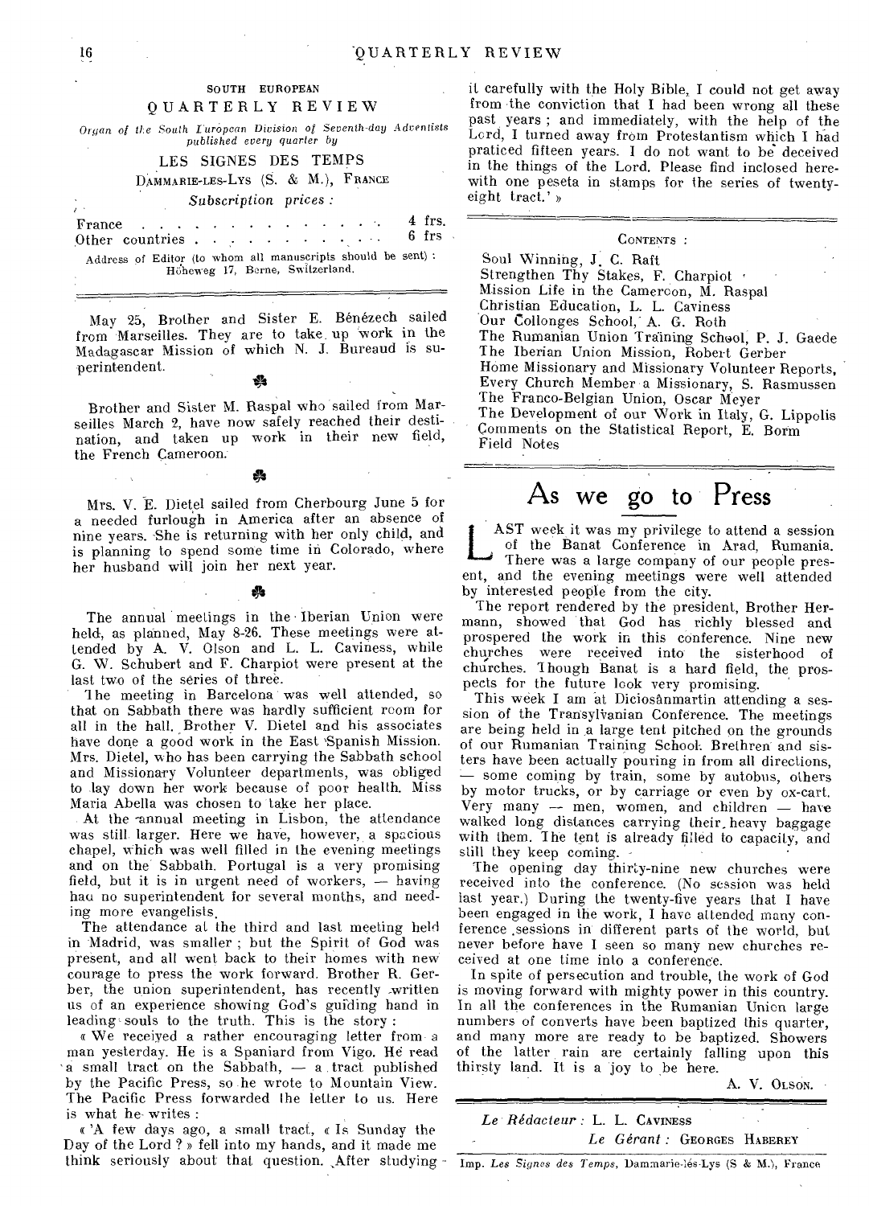SOUTH EUROPEAN

# QUARTERLY REVIEW

*Organ of the South European Division of Seventh-day Adventists published every quarter by*

LES SIGNES DES TEMPS

DAMMARIE-LES-LYS (S. & M.), FRANCE

*Subscription prices :*

France . . . . . . . . . . . . . . . 4 frs.
Other countries . . . . . . . . . . . 6 frs

Address of Editor (to whom all manuscripts should be sent) : Höheweg 17, Berne, Switzerland.

---

May 25, Brother and Sister E. Bénézech sailed from Marseilles. They are to take up work in the Madagascar Mission of which N. J. Bureaud is superintendent.

Brother and Sister M. Raspal who sailed from Marseilles March 2, have now safely reached their destination, and taken up work in their new field, the French Cameroon.

Mrs. V. E. Dietel sailed from Cherbourg June 5 for a needed furlough in America after an absence of nine years. She is returning with her only child, and is planning to spend some time in Colorado, where her husband will join her next year.

The annual meetings in the Iberian Union were held, as planned, May 8-26. These meetings were attended by A. V. Olson and L. L. Caviness, while G. W. Schubert and F. Charpiot were present at the last two of the series of three.

The meeting in Barcelona was well attended, so that on Sabbath there was hardly sufficient room for all in the hall. Brother V. Dietel and his associates have done a good work in the East Spanish Mission. Mrs. Dietel, who has been carrying the Sabbath school and Missionary Volunteer departments, was obliged to lay down her work because of poor health. Miss Maria Abella was chosen to take her place.

At the annual meeting in Lisbon, the attendance was still larger. Here we have, however, a spacious chapel, which was well filled in the evening meetings and on the Sabbath. Portugal is a very promising field, but it is in urgent need of workers, — having had no superintendent for several months, and needing more evangelists.

The attendance at the third and last meeting held in Madrid, was smaller ; but the Spirit of God was present, and all went back to their homes with new courage to press the work forward. Brother R. Gerber, the union superintendent, has recently written us of an experience showing God's guiding hand in leading souls to the truth. This is the story :

« We received a rather encouraging letter from a man yesterday. He is a Spaniard from Vigo. He read a small tract on the Sabbath, — a tract published by the Pacific Press, so he wrote to Mountain View. The Pacific Press forwarded the letter to us. Here is what he writes :

« 'A few days ago, a small tract, « Is Sunday the Day of the Lord ? » fell into my hands, and it made me think seriously about that question. After studying it carefully with the Holy Bible, I could not get away from the conviction that I had been wrong all these past years ; and immediately, with the help of the Lord, I turned away from Protestantism which I had praticed fifteen years. I do not want to be deceived in the things of the Lord. Please find inclosed herewith one peseta in stamps for the series of twenty-eight tract.' »

---

CONTENTS :

Soul Winning, J. C. Raft
Strengthen Thy Stakes, F. Charpiot
Mission Life in the Cameroon, M. Raspal
Christian Education, L. L. Caviness
Our Collonges School, A. G. Roth
The Rumanian Union Training School, P. J. Gaede
The Iberian Union Mission, Robert Gerber
Home Missionary and Missionary Volunteer Reports,
Every Church Member a Missionary, S. Rasmussen
The Franco-Belgian Union, Oscar Meyer
The Development of our Work in Italy, G. Lippolis
Comments on the Statistical Report, E. Borm
Field Notes

---

# As we go to Press

LAST week it was my privilege to attend a session of the Banat Conference in Arad, Rumania. There was a large company of our people present, and the evening meetings were well attended by interested people from the city.

The report rendered by the president, Brother Hermann, showed that God has richly blessed and prospered the work in this conference. Nine new churches were received into the sisterhood of churches. Though Banat is a hard field, the prospects for the future look very promising.

This week I am at Diciosânmartin attending a session of the Transylvanian Conference. The meetings are being held in a large tent pitched on the grounds of our Rumanian Training School. Brethren and sisters have been actually pouring in from all directions, — some coming by train, some by autobus, others by motor trucks, or by carriage or even by ox-cart. Very many — men, women, and children — have walked long distances carrying their heavy baggage with them. The tent is already filled to capacity, and still they keep coming.

The opening day thirty-nine new churches were received into the conference. (No session was held last year.) During the twenty-five years that I have been engaged in the work, I have attended many conference sessions in different parts of the world, but never before have I seen so many new churches received at one time into a conference.

In spite of persecution and trouble, the work of God is moving forward with mighty power in this country. In all the conferences in the Rumanian Union large numbers of converts have been baptized this quarter, and many more are ready to be baptized. Showers of the latter rain are certainly falling upon this thirsty land. It is a joy to be here.

A. V. OLSON.

---

*Le Rédacteur :* L. L. CAVINESS
*Le Gérant :* GEORGES HABEREY

Imp. *Les Signes des Temps*, Dammarie-lès-Lys (S & M.), France